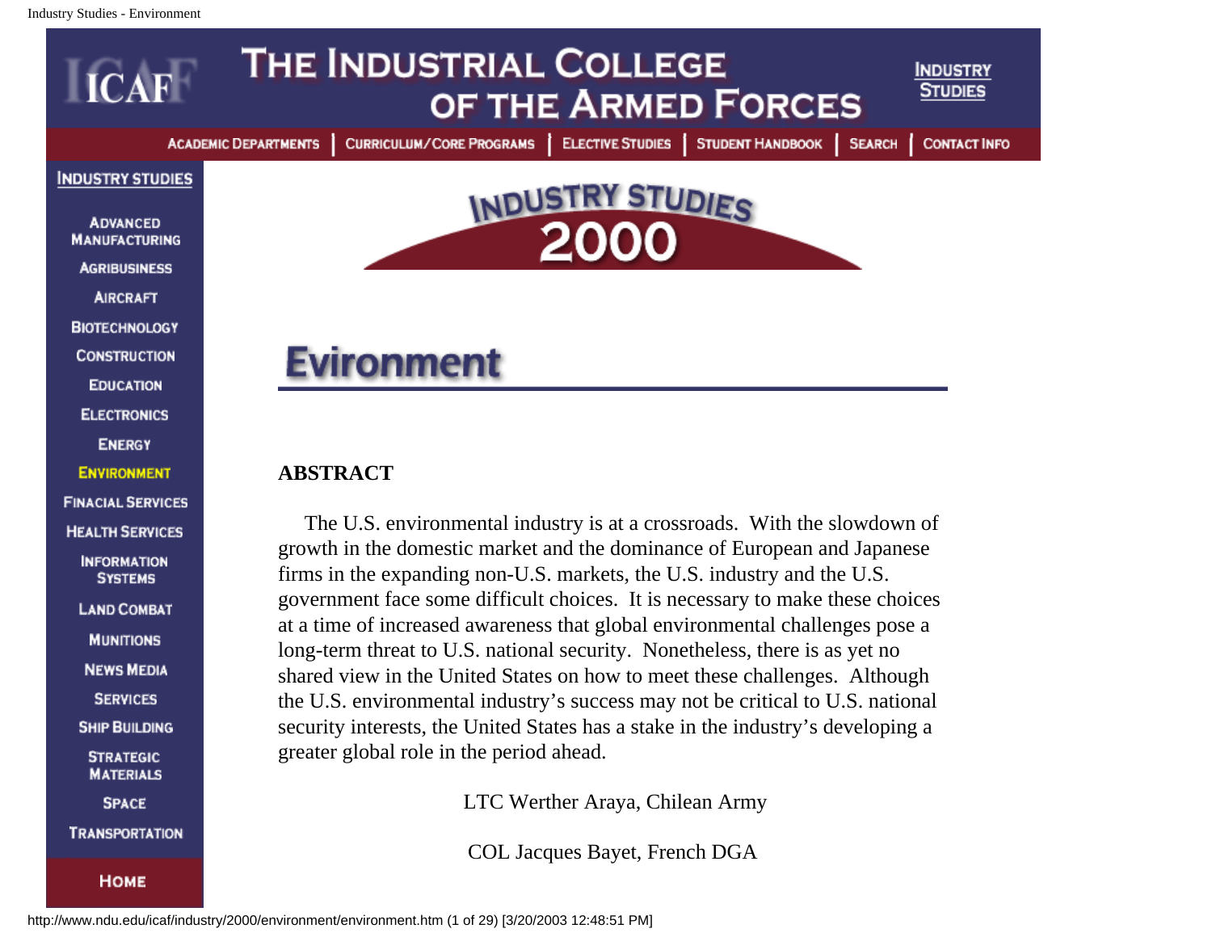# THE INDUSTRIAL COLLEGE OF THE ARMED FORCES

ACADEMIC DEPARTMENTS | CURRICULUM/CORE PROGRAMS | ELECTIVE STUDIES | STUDENT HANDBOOK | SEARCH | CONTACT INFO

INDUSTRY STUDIES

- INDUSTRY STUDIES
- ADVANCED MANUFACTURING
- AGRIBUSINESS
- AIRCRAFT
- BIOTECHNOLOGY
- CONSTRUCTION
- EDUCATION
- ELECTRONICS
- ENERGY
- ENVIRONMENT
- FINACIAL SERVICES
- HEALTH SERVICES
- INFORMATION SYSTEMS
- LAND COMBAT
- MUNITIONS
- NEWS MEDIA
- SERVICES
- SHIP BUILDING
- STRATEGIC MATERIALS
- SPACE
- TRANSPORTATION
- HOME

INDUSTRY STUDIES 2000

## Evironment

**ABSTRACT**

The U.S. environmental industry is at a crossroads. With the slowdown of growth in the domestic market and the dominance of European and Japanese firms in the expanding non-U.S. markets, the U.S. industry and the U.S. government face some difficult choices. It is necessary to make these choices at a time of increased awareness that global environmental challenges pose a long-term threat to U.S. national security. Nonetheless, there is as yet no shared view in the United States on how to meet these challenges. Although the U.S. environmental industry's success may not be critical to U.S. national security interests, the United States has a stake in the industry's developing a greater global role in the period ahead.

LTC Werther Araya, Chilean Army

COL Jacques Bayet, French DGA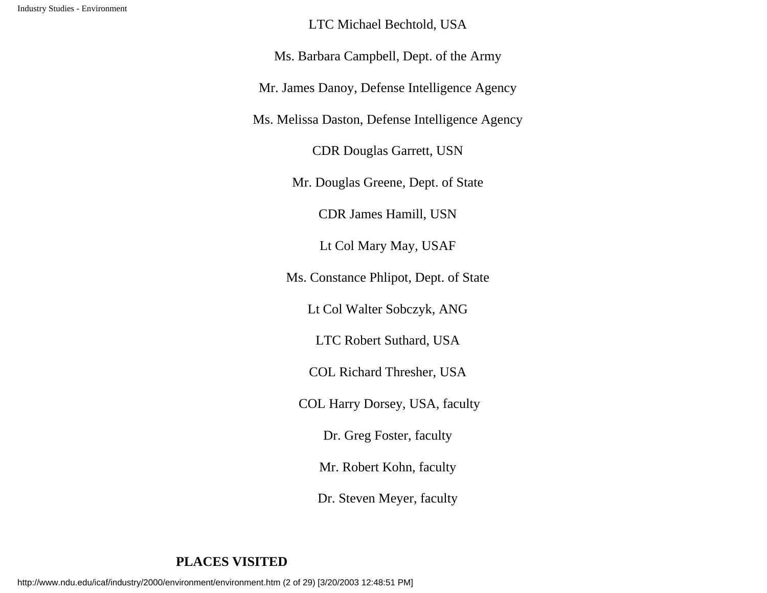LTC Michael Bechtold, USA

Ms. Barbara Campbell, Dept. of the Army

Mr. James Danoy, Defense Intelligence Agency

Ms. Melissa Daston, Defense Intelligence Agency

CDR Douglas Garrett, USN

Mr. Douglas Greene, Dept. of State

CDR James Hamill, USN

Lt Col Mary May, USAF

Ms. Constance Phlipot, Dept. of State

Lt Col Walter Sobczyk, ANG

LTC Robert Suthard, USA

COL Richard Thresher, USA

COL Harry Dorsey, USA, faculty

Dr. Greg Foster, faculty

Mr. Robert Kohn, faculty

Dr. Steven Meyer, faculty

**PLACES VISITED**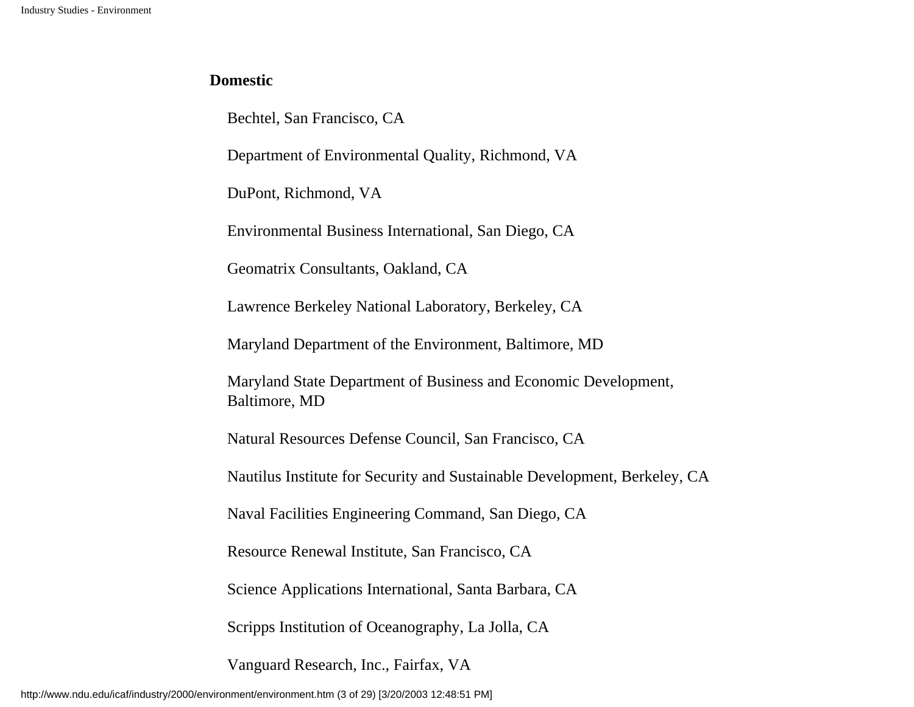**Domestic**

Bechtel, San Francisco, CA

Department of Environmental Quality, Richmond, VA

DuPont, Richmond, VA

Environmental Business International, San Diego, CA

Geomatrix Consultants, Oakland, CA

Lawrence Berkeley National Laboratory, Berkeley, CA

Maryland Department of the Environment, Baltimore, MD

Maryland State Department of Business and Economic Development, Baltimore, MD

Natural Resources Defense Council, San Francisco, CA

Nautilus Institute for Security and Sustainable Development, Berkeley, CA

Naval Facilities Engineering Command, San Diego, CA

Resource Renewal Institute, San Francisco, CA

Science Applications International, Santa Barbara, CA

Scripps Institution of Oceanography, La Jolla, CA

Vanguard Research, Inc., Fairfax, VA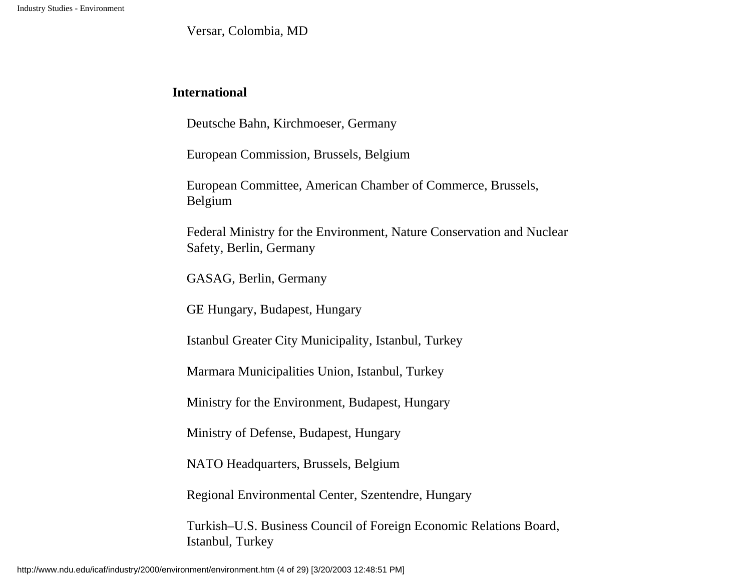Versar, Colombia, MD

**International**

Deutsche Bahn, Kirchmoeser, Germany

European Commission, Brussels, Belgium

European Committee, American Chamber of Commerce, Brussels, Belgium

Federal Ministry for the Environment, Nature Conservation and Nuclear Safety, Berlin, Germany

GASAG, Berlin, Germany

GE Hungary, Budapest, Hungary

Istanbul Greater City Municipality, Istanbul, Turkey

Marmara Municipalities Union, Istanbul, Turkey

Ministry for the Environment, Budapest, Hungary

Ministry of Defense, Budapest, Hungary

NATO Headquarters, Brussels, Belgium

Regional Environmental Center, Szentendre, Hungary

Turkish–U.S. Business Council of Foreign Economic Relations Board, Istanbul, Turkey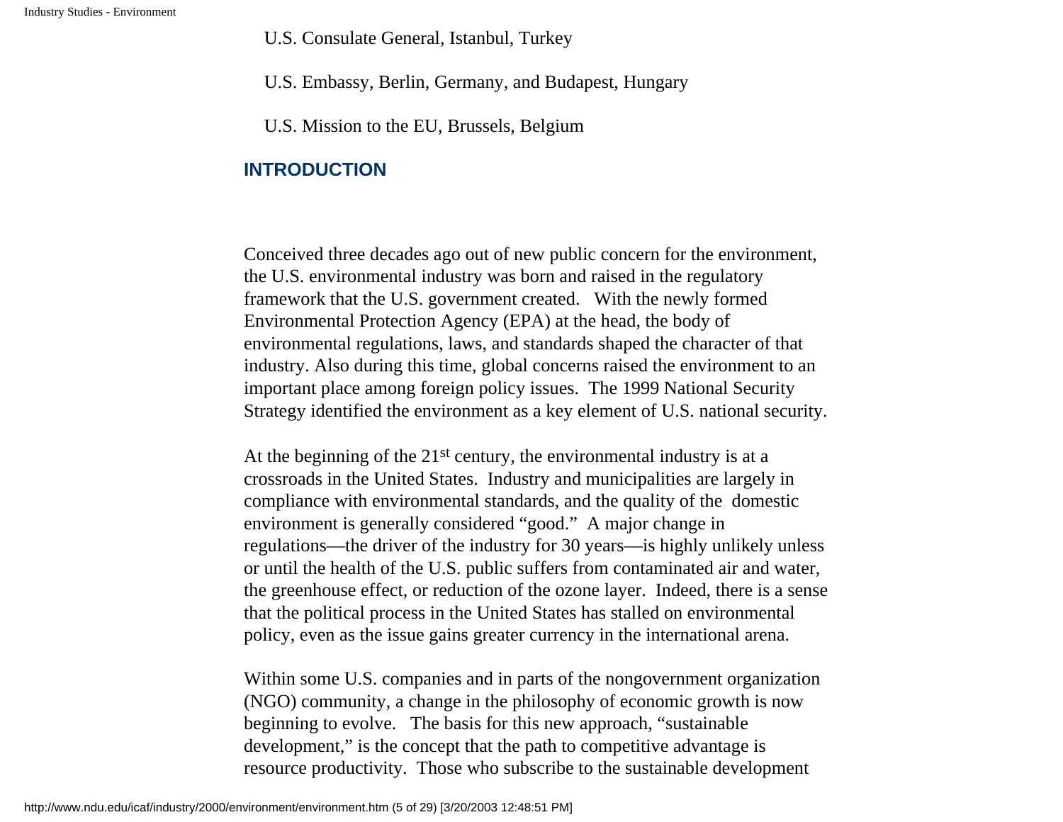U.S. Consulate General, Istanbul, Turkey

U.S. Embassy, Berlin, Germany, and Budapest, Hungary

U.S. Mission to the EU, Brussels, Belgium

## INTRODUCTION

Conceived three decades ago out of new public concern for the environment, the U.S. environmental industry was born and raised in the regulatory framework that the U.S. government created. With the newly formed Environmental Protection Agency (EPA) at the head, the body of environmental regulations, laws, and standards shaped the character of that industry. Also during this time, global concerns raised the environment to an important place among foreign policy issues. The 1999 National Security Strategy identified the environment as a key element of U.S. national security.

At the beginning of the 21st century, the environmental industry is at a crossroads in the United States. Industry and municipalities are largely in compliance with environmental standards, and the quality of the domestic environment is generally considered "good." A major change in regulations—the driver of the industry for 30 years—is highly unlikely unless or until the health of the U.S. public suffers from contaminated air and water, the greenhouse effect, or reduction of the ozone layer. Indeed, there is a sense that the political process in the United States has stalled on environmental policy, even as the issue gains greater currency in the international arena.

Within some U.S. companies and in parts of the nongovernment organization (NGO) community, a change in the philosophy of economic growth is now beginning to evolve. The basis for this new approach, "sustainable development," is the concept that the path to competitive advantage is resource productivity. Those who subscribe to the sustainable development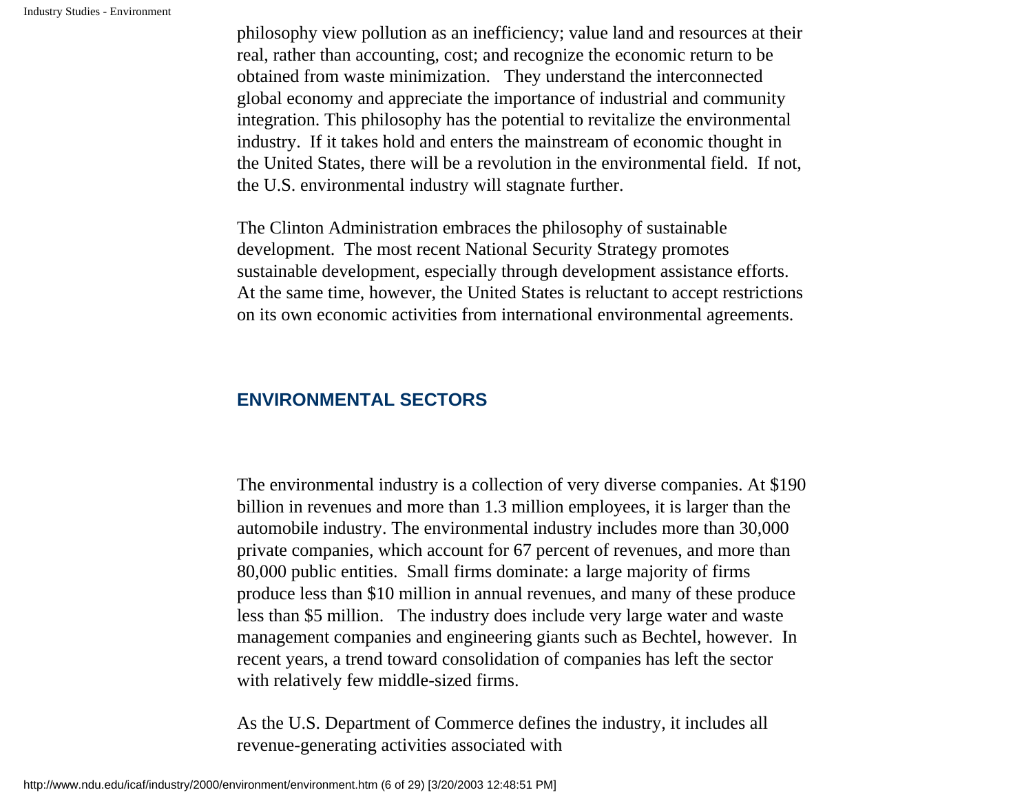philosophy view pollution as an inefficiency; value land and resources at their real, rather than accounting, cost; and recognize the economic return to be obtained from waste minimization. They understand the interconnected global economy and appreciate the importance of industrial and community integration. This philosophy has the potential to revitalize the environmental industry. If it takes hold and enters the mainstream of economic thought in the United States, there will be a revolution in the environmental field. If not, the U.S. environmental industry will stagnate further.

The Clinton Administration embraces the philosophy of sustainable development. The most recent National Security Strategy promotes sustainable development, especially through development assistance efforts. At the same time, however, the United States is reluctant to accept restrictions on its own economic activities from international environmental agreements.

## ENVIRONMENTAL SECTORS

The environmental industry is a collection of very diverse companies. At $190 billion in revenues and more than 1.3 million employees, it is larger than the automobile industry. The environmental industry includes more than 30,000 private companies, which account for 67 percent of revenues, and more than 80,000 public entities. Small firms dominate: a large majority of firms produce less than $10 million in annual revenues, and many of these produce less than $5 million. The industry does include very large water and waste management companies and engineering giants such as Bechtel, however. In recent years, a trend toward consolidation of companies has left the sector with relatively few middle-sized firms.

As the U.S. Department of Commerce defines the industry, it includes all revenue-generating activities associated with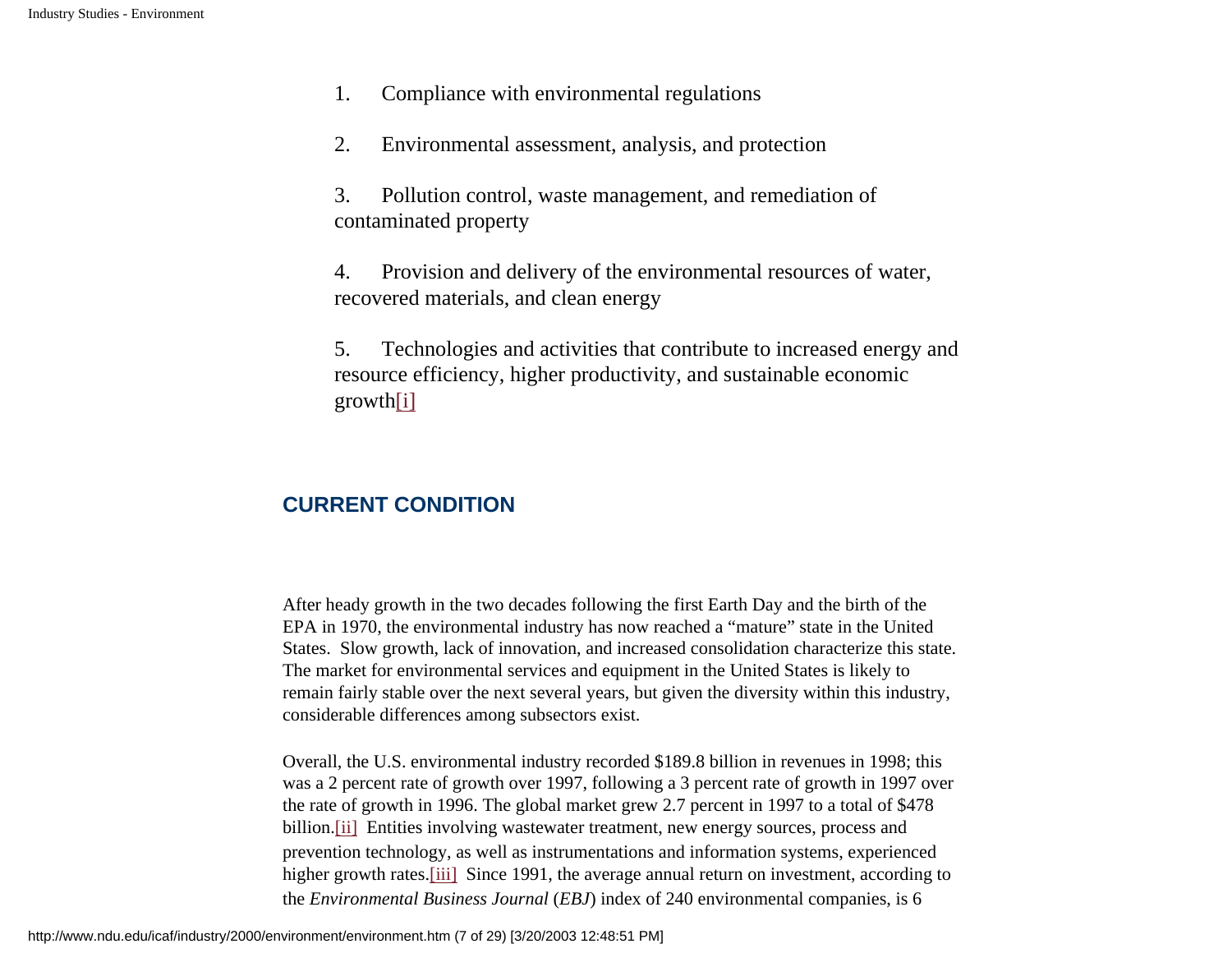1. Compliance with environmental regulations

2. Environmental assessment, analysis, and protection

3. Pollution control, waste management, and remediation of contaminated property

4. Provision and delivery of the environmental resources of water, recovered materials, and clean energy

5. Technologies and activities that contribute to increased energy and resource efficiency, higher productivity, and sustainable economic growth[i]

## CURRENT CONDITION

After heady growth in the two decades following the first Earth Day and the birth of the EPA in 1970, the environmental industry has now reached a "mature" state in the United States. Slow growth, lack of innovation, and increased consolidation characterize this state. The market for environmental services and equipment in the United States is likely to remain fairly stable over the next several years, but given the diversity within this industry, considerable differences among subsectors exist.

Overall, the U.S. environmental industry recorded $189.8 billion in revenues in 1998; this was a 2 percent rate of growth over 1997, following a 3 percent rate of growth in 1997 over the rate of growth in 1996. The global market grew 2.7 percent in 1997 to a total of $478 billion.[ii] Entities involving wastewater treatment, new energy sources, process and prevention technology, as well as instrumentations and information systems, experienced higher growth rates.[iii] Since 1991, the average annual return on investment, according to the *Environmental Business Journal* (*EBJ*) index of 240 environmental companies, is 6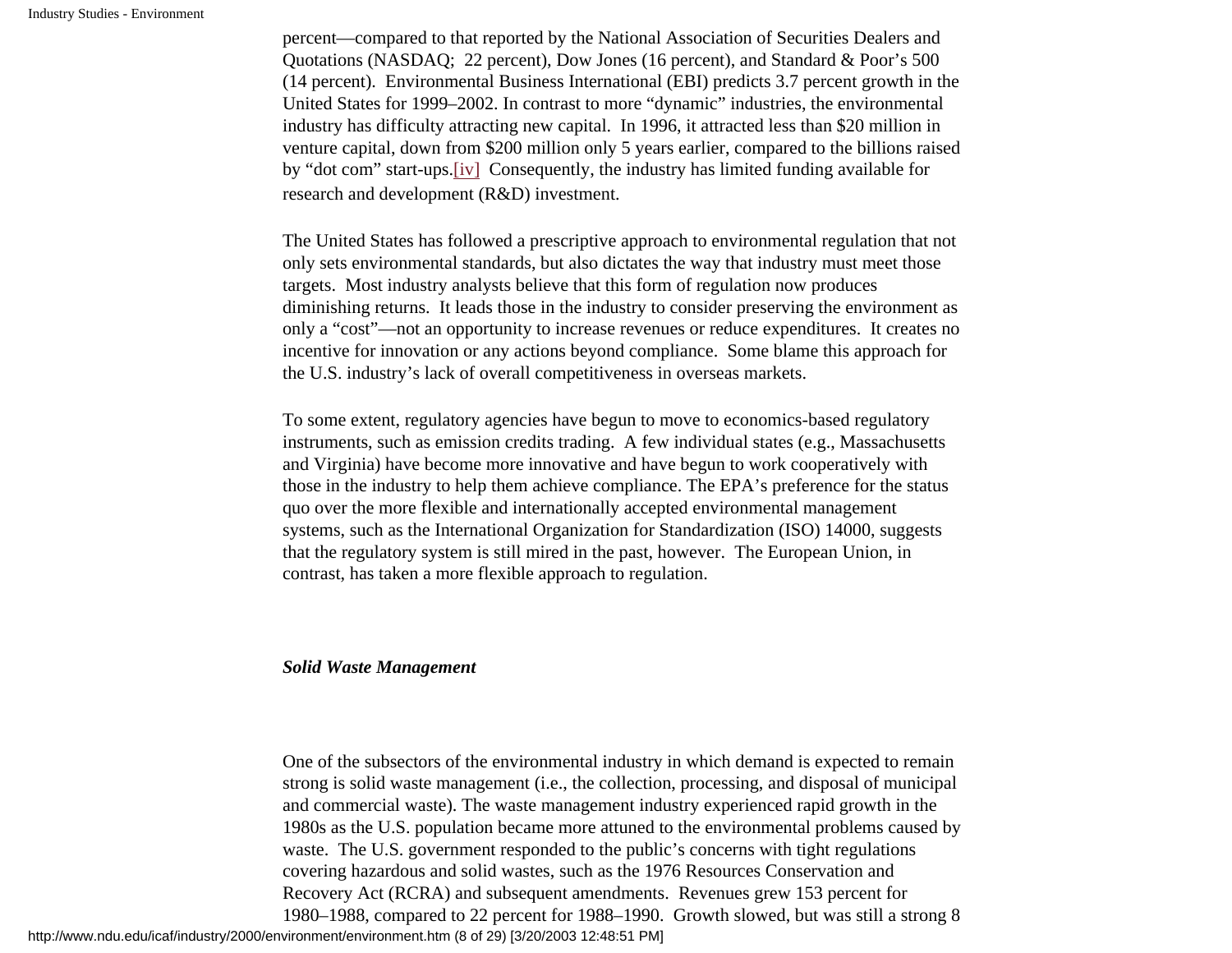percent—compared to that reported by the National Association of Securities Dealers and Quotations (NASDAQ;  22 percent), Dow Jones (16 percent), and Standard & Poor's 500 (14 percent).  Environmental Business International (EBI) predicts 3.7 percent growth in the United States for 1999–2002. In contrast to more "dynamic" industries, the environmental industry has difficulty attracting new capital.  In 1996, it attracted less than $20 million in venture capital, down from $200 million only 5 years earlier, compared to the billions raised by "dot com" start-ups.[iv]  Consequently, the industry has limited funding available for research and development (R&D) investment.

The United States has followed a prescriptive approach to environmental regulation that not only sets environmental standards, but also dictates the way that industry must meet those targets.  Most industry analysts believe that this form of regulation now produces diminishing returns.  It leads those in the industry to consider preserving the environment as only a "cost"—not an opportunity to increase revenues or reduce expenditures.  It creates no incentive for innovation or any actions beyond compliance.  Some blame this approach for the U.S. industry's lack of overall competitiveness in overseas markets.

To some extent, regulatory agencies have begun to move to economics-based regulatory instruments, such as emission credits trading.  A few individual states (e.g., Massachusetts and Virginia) have become more innovative and have begun to work cooperatively with those in the industry to help them achieve compliance. The EPA's preference for the status quo over the more flexible and internationally accepted environmental management systems, such as the International Organization for Standardization (ISO) 14000, suggests that the regulatory system is still mired in the past, however.  The European Union, in contrast, has taken a more flexible approach to regulation.

***Solid Waste Management***

One of the subsectors of the environmental industry in which demand is expected to remain strong is solid waste management (i.e., the collection, processing, and disposal of municipal and commercial waste). The waste management industry experienced rapid growth in the 1980s as the U.S. population became more attuned to the environmental problems caused by waste.  The U.S. government responded to the public's concerns with tight regulations covering hazardous and solid wastes, such as the 1976 Resources Conservation and Recovery Act (RCRA) and subsequent amendments.  Revenues grew 153 percent for 1980–1988, compared to 22 percent for 1988–1990.  Growth slowed, but was still a strong 8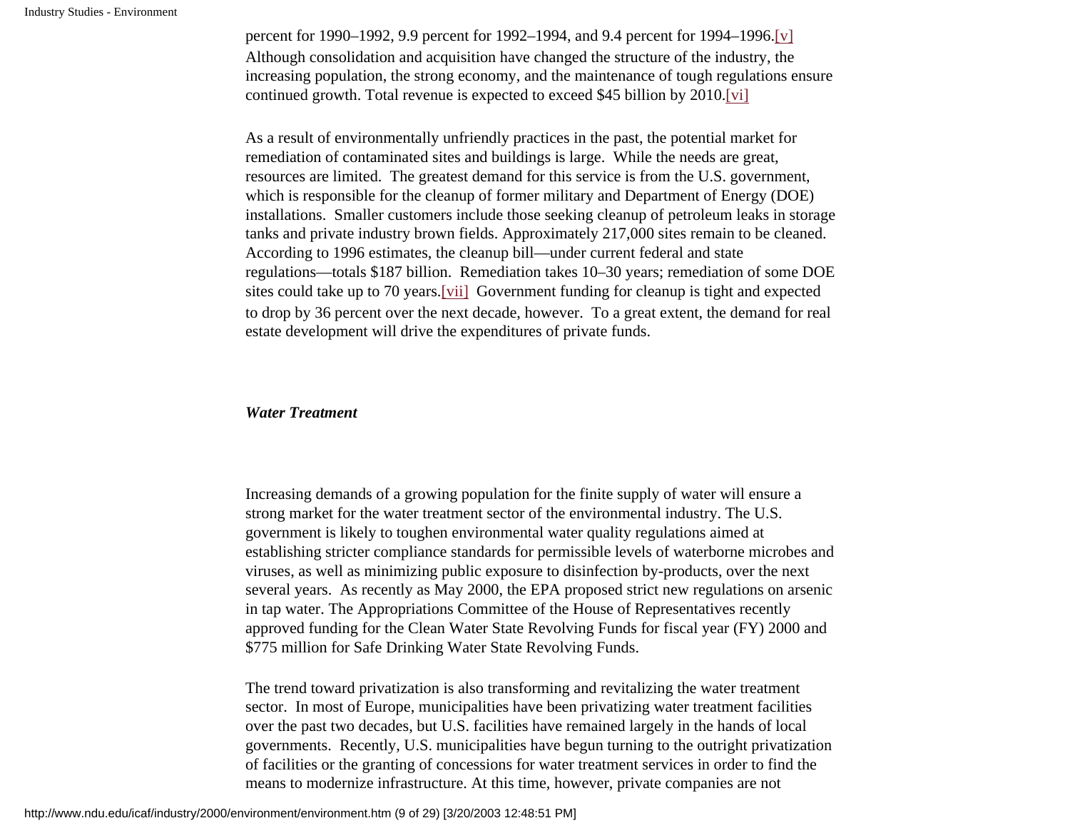percent for 1990–1992, 9.9 percent for 1992–1994, and 9.4 percent for 1994–1996.[v] Although consolidation and acquisition have changed the structure of the industry, the increasing population, the strong economy, and the maintenance of tough regulations ensure continued growth. Total revenue is expected to exceed $45 billion by 2010.[vi]

As a result of environmentally unfriendly practices in the past, the potential market for remediation of contaminated sites and buildings is large. While the needs are great, resources are limited. The greatest demand for this service is from the U.S. government, which is responsible for the cleanup of former military and Department of Energy (DOE) installations. Smaller customers include those seeking cleanup of petroleum leaks in storage tanks and private industry brown fields. Approximately 217,000 sites remain to be cleaned. According to 1996 estimates, the cleanup bill—under current federal and state regulations—totals $187 billion. Remediation takes 10–30 years; remediation of some DOE sites could take up to 70 years.[vii] Government funding for cleanup is tight and expected to drop by 36 percent over the next decade, however. To a great extent, the demand for real estate development will drive the expenditures of private funds.

***Water Treatment***

Increasing demands of a growing population for the finite supply of water will ensure a strong market for the water treatment sector of the environmental industry. The U.S. government is likely to toughen environmental water quality regulations aimed at establishing stricter compliance standards for permissible levels of waterborne microbes and viruses, as well as minimizing public exposure to disinfection by-products, over the next several years. As recently as May 2000, the EPA proposed strict new regulations on arsenic in tap water. The Appropriations Committee of the House of Representatives recently approved funding for the Clean Water State Revolving Funds for fiscal year (FY) 2000 and $775 million for Safe Drinking Water State Revolving Funds.

The trend toward privatization is also transforming and revitalizing the water treatment sector. In most of Europe, municipalities have been privatizing water treatment facilities over the past two decades, but U.S. facilities have remained largely in the hands of local governments. Recently, U.S. municipalities have begun turning to the outright privatization of facilities or the granting of concessions for water treatment services in order to find the means to modernize infrastructure. At this time, however, private companies are not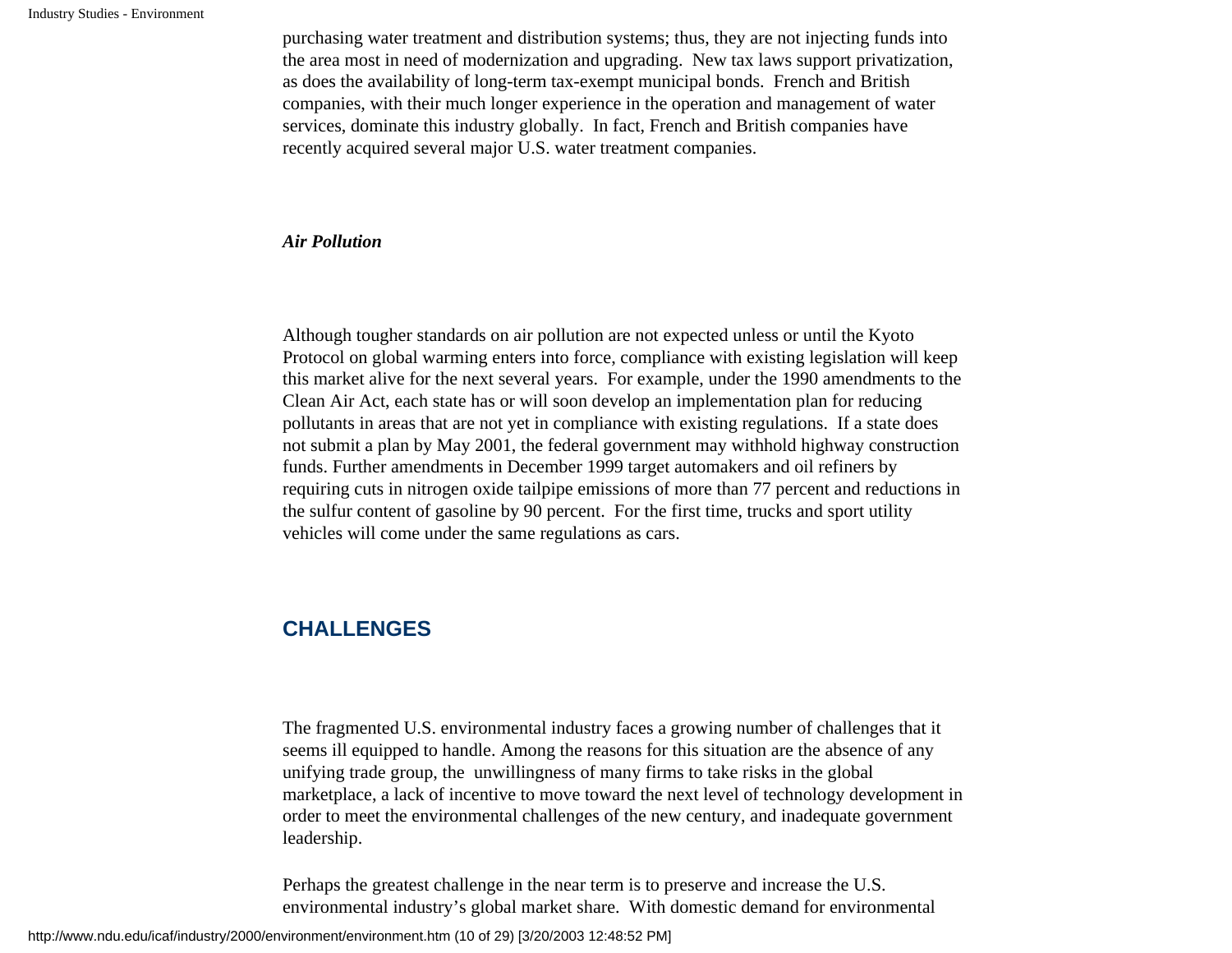purchasing water treatment and distribution systems; thus, they are not injecting funds into the area most in need of modernization and upgrading. New tax laws support privatization, as does the availability of long-term tax-exempt municipal bonds. French and British companies, with their much longer experience in the operation and management of water services, dominate this industry globally. In fact, French and British companies have recently acquired several major U.S. water treatment companies.

***Air Pollution***

Although tougher standards on air pollution are not expected unless or until the Kyoto Protocol on global warming enters into force, compliance with existing legislation will keep this market alive for the next several years. For example, under the 1990 amendments to the Clean Air Act, each state has or will soon develop an implementation plan for reducing pollutants in areas that are not yet in compliance with existing regulations. If a state does not submit a plan by May 2001, the federal government may withhold highway construction funds. Further amendments in December 1999 target automakers and oil refiners by requiring cuts in nitrogen oxide tailpipe emissions of more than 77 percent and reductions in the sulfur content of gasoline by 90 percent. For the first time, trucks and sport utility vehicles will come under the same regulations as cars.

## CHALLENGES

The fragmented U.S. environmental industry faces a growing number of challenges that it seems ill equipped to handle. Among the reasons for this situation are the absence of any unifying trade group, the unwillingness of many firms to take risks in the global marketplace, a lack of incentive to move toward the next level of technology development in order to meet the environmental challenges of the new century, and inadequate government leadership.

Perhaps the greatest challenge in the near term is to preserve and increase the U.S. environmental industry's global market share. With domestic demand for environmental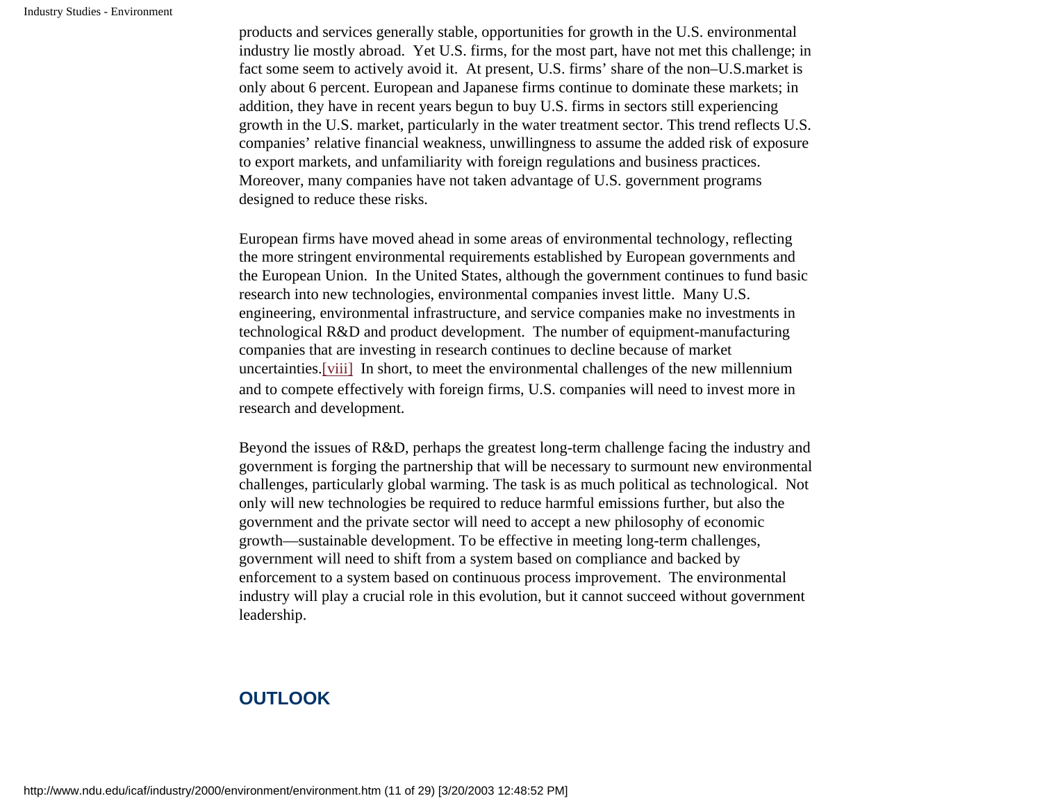products and services generally stable, opportunities for growth in the U.S. environmental industry lie mostly abroad. Yet U.S. firms, for the most part, have not met this challenge; in fact some seem to actively avoid it. At present, U.S. firms' share of the non–U.S.market is only about 6 percent. European and Japanese firms continue to dominate these markets; in addition, they have in recent years begun to buy U.S. firms in sectors still experiencing growth in the U.S. market, particularly in the water treatment sector. This trend reflects U.S. companies' relative financial weakness, unwillingness to assume the added risk of exposure to export markets, and unfamiliarity with foreign regulations and business practices. Moreover, many companies have not taken advantage of U.S. government programs designed to reduce these risks.

European firms have moved ahead in some areas of environmental technology, reflecting the more stringent environmental requirements established by European governments and the European Union. In the United States, although the government continues to fund basic research into new technologies, environmental companies invest little. Many U.S. engineering, environmental infrastructure, and service companies make no investments in technological R&D and product development. The number of equipment-manufacturing companies that are investing in research continues to decline because of market uncertainties.[viii] In short, to meet the environmental challenges of the new millennium and to compete effectively with foreign firms, U.S. companies will need to invest more in research and development.

Beyond the issues of R&D, perhaps the greatest long-term challenge facing the industry and government is forging the partnership that will be necessary to surmount new environmental challenges, particularly global warming. The task is as much political as technological. Not only will new technologies be required to reduce harmful emissions further, but also the government and the private sector will need to accept a new philosophy of economic growth—sustainable development. To be effective in meeting long-term challenges, government will need to shift from a system based on compliance and backed by enforcement to a system based on continuous process improvement. The environmental industry will play a crucial role in this evolution, but it cannot succeed without government leadership.

## OUTLOOK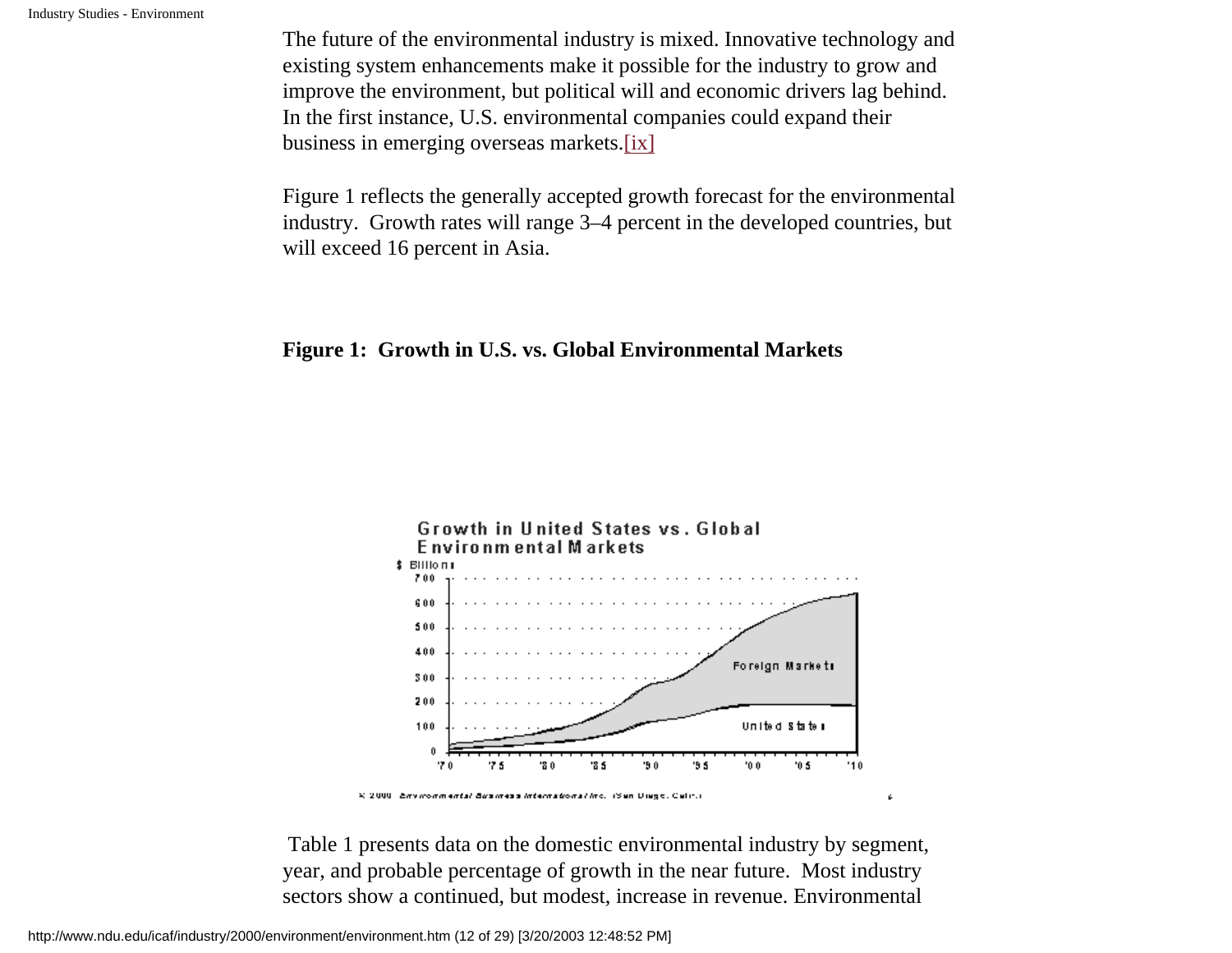The future of the environmental industry is mixed. Innovative technology and existing system enhancements make it possible for the industry to grow and improve the environment, but political will and economic drivers lag behind. In the first instance, U.S. environmental companies could expand their business in emerging overseas markets.[ix]

Figure 1 reflects the generally accepted growth forecast for the environmental industry. Growth rates will range 3–4 percent in the developed countries, but will exceed 16 percent in Asia.

**Figure 1: Growth in U.S. vs. Global Environmental Markets**

Table 1 presents data on the domestic environmental industry by segment, year, and probable percentage of growth in the near future. Most industry sectors show a continued, but modest, increase in revenue. Environmental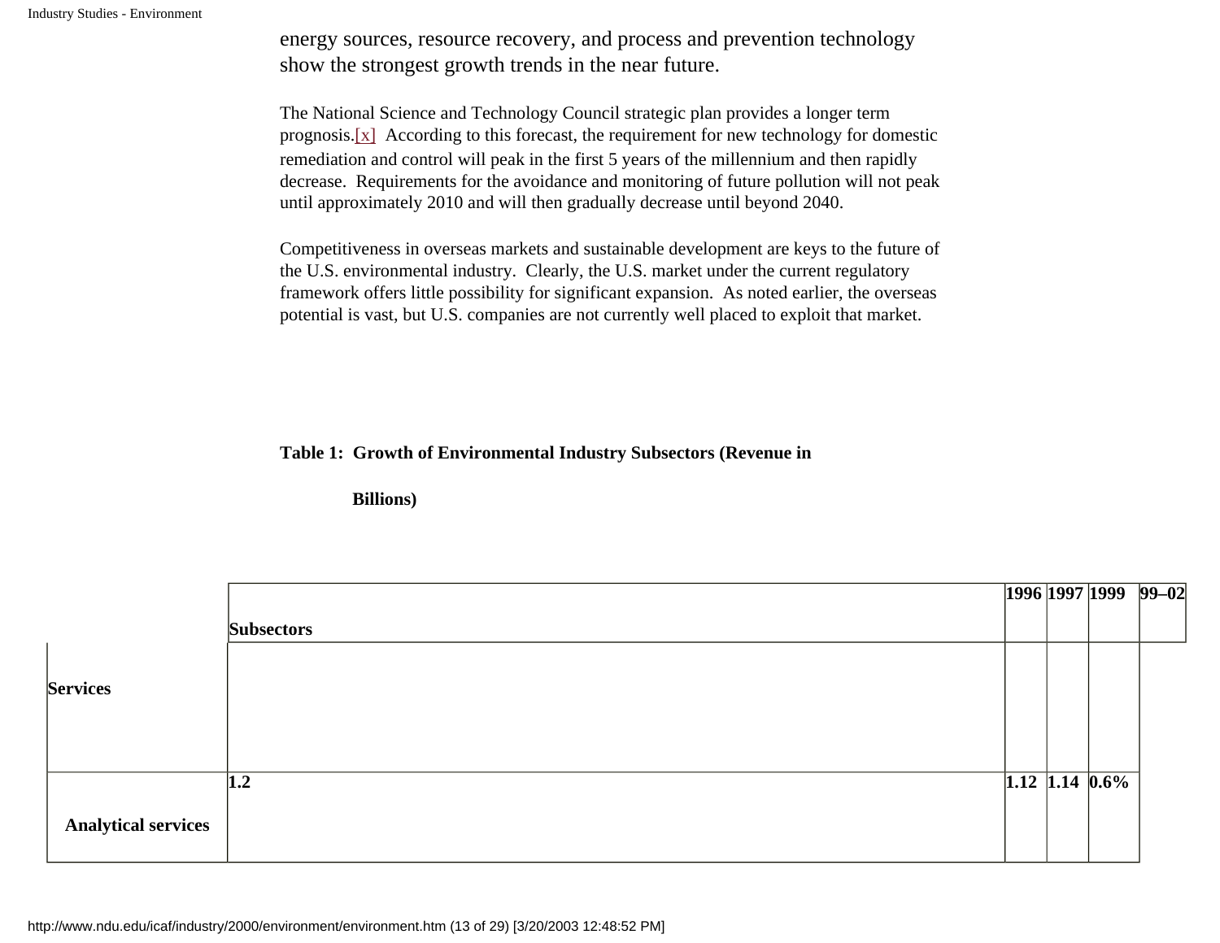energy sources, resource recovery, and process and prevention technology show the strongest growth trends in the near future.

The National Science and Technology Council strategic plan provides a longer term prognosis.[x] According to this forecast, the requirement for new technology for domestic remediation and control will peak in the first 5 years of the millennium and then rapidly decrease. Requirements for the avoidance and monitoring of future pollution will not peak until approximately 2010 and will then gradually decrease until beyond 2040.

Competitiveness in overseas markets and sustainable development are keys to the future of the U.S. environmental industry. Clearly, the U.S. market under the current regulatory framework offers little possibility for significant expansion. As noted earlier, the overseas potential is vast, but U.S. companies are not currently well placed to exploit that market.

**Table 1: Growth of Environmental Industry Subsectors (Revenue in Billions)**

| | Subsectors | 1996 | 1997 | 1999 | 99–02 |
|---|---|---|---|---|---|
| **Services** | | | | | |
| **Analytical services** | **1.2** | **1.12** | **1.14** | **0.6%** | |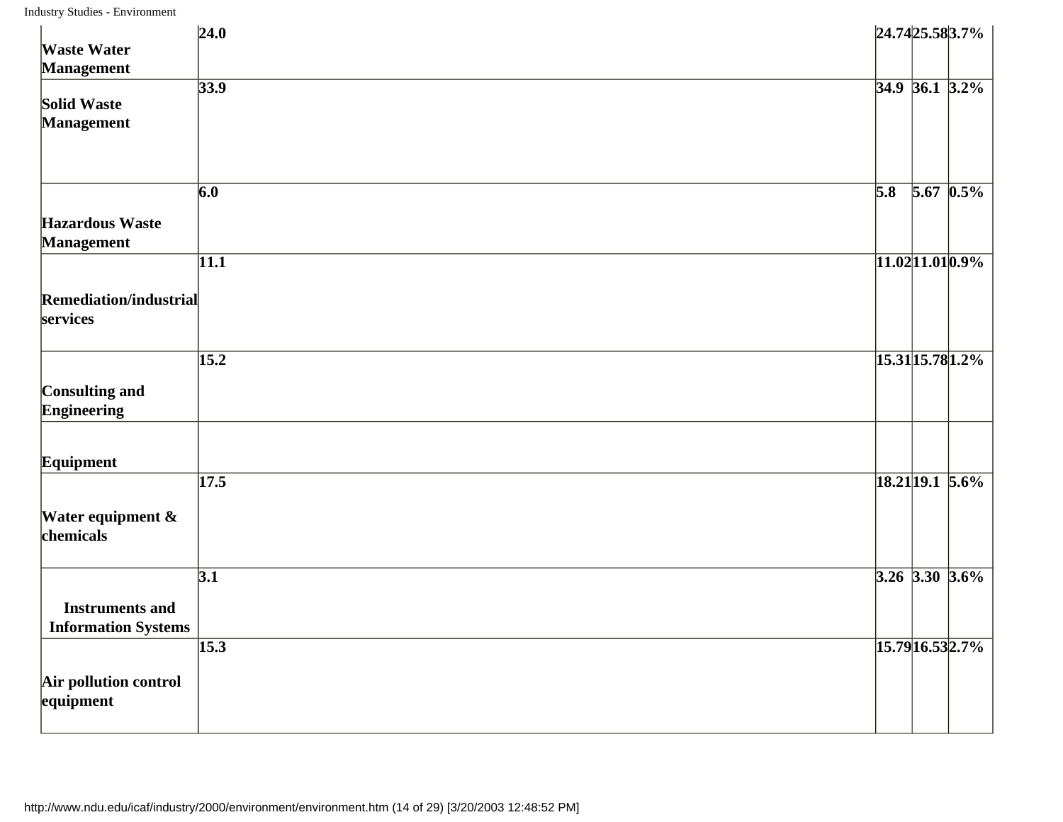| | | | | |
|---|---|---|---|---|
| **Waste Water Management** | **24.0** | **24.74** | **25.58** | **3.7%** |
| **Solid Waste Management** | **33.9** | **34.9** | **36.1** | **3.2%** |
| **Hazardous Waste Management** | **6.0** | **5.8** | **5.67** | **0.5%** |
| **Remediation/industrial services** | **11.1** | **11.02** | **11.01** | **0.9%** |
| **Consulting and Engineering** | **15.2** | **15.31** | **15.78** | **1.2%** |
| **Equipment** | | | | |
| **Water equipment & chemicals** | **17.5** | **18.21** | **19.1** | **5.6%** |
| **Instruments and Information Systems** | **3.1** | **3.26** | **3.30** | **3.6%** |
| **Air pollution control equipment** | **15.3** | **15.79** | **16.53** | **2.7%** |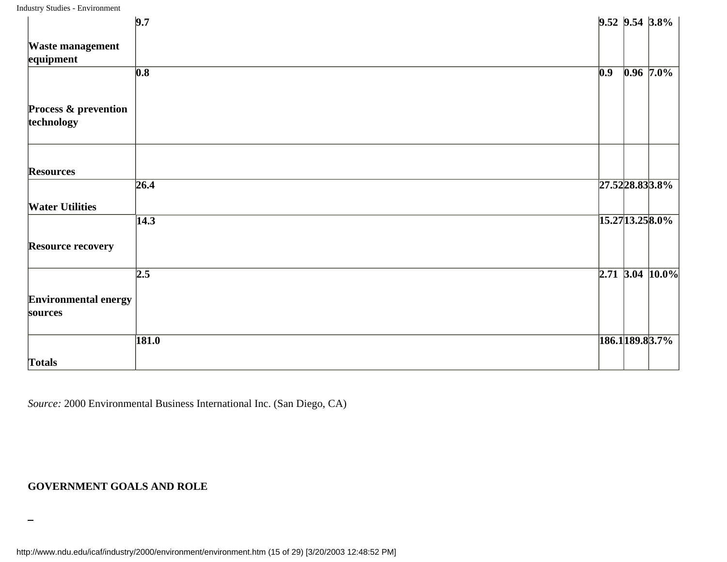| | | | | |
|---|---|---|---|---|
| **Waste management equipment** | **9.7** | **9.52** | **9.54** | **3.8%** |
| **Process & prevention technology** | **0.8** | **0.9** | **0.96** | **7.0%** |
| **Resources** | | | | |
| **Water Utilities** | **26.4** | **27.52** | **28.83** | **3.8%** |
| **Resource recovery** | **14.3** | **15.27** | **13.25** | **8.0%** |
| **Environmental energy sources** | **2.5** | **2.71** | **3.04** | **10.0%** |
| **Totals** | **181.0** | **186.1** | **189.8** | **3.7%** |

*Source:* 2000 Environmental Business International Inc. (San Diego, CA)

**GOVERNMENT GOALS AND ROLE**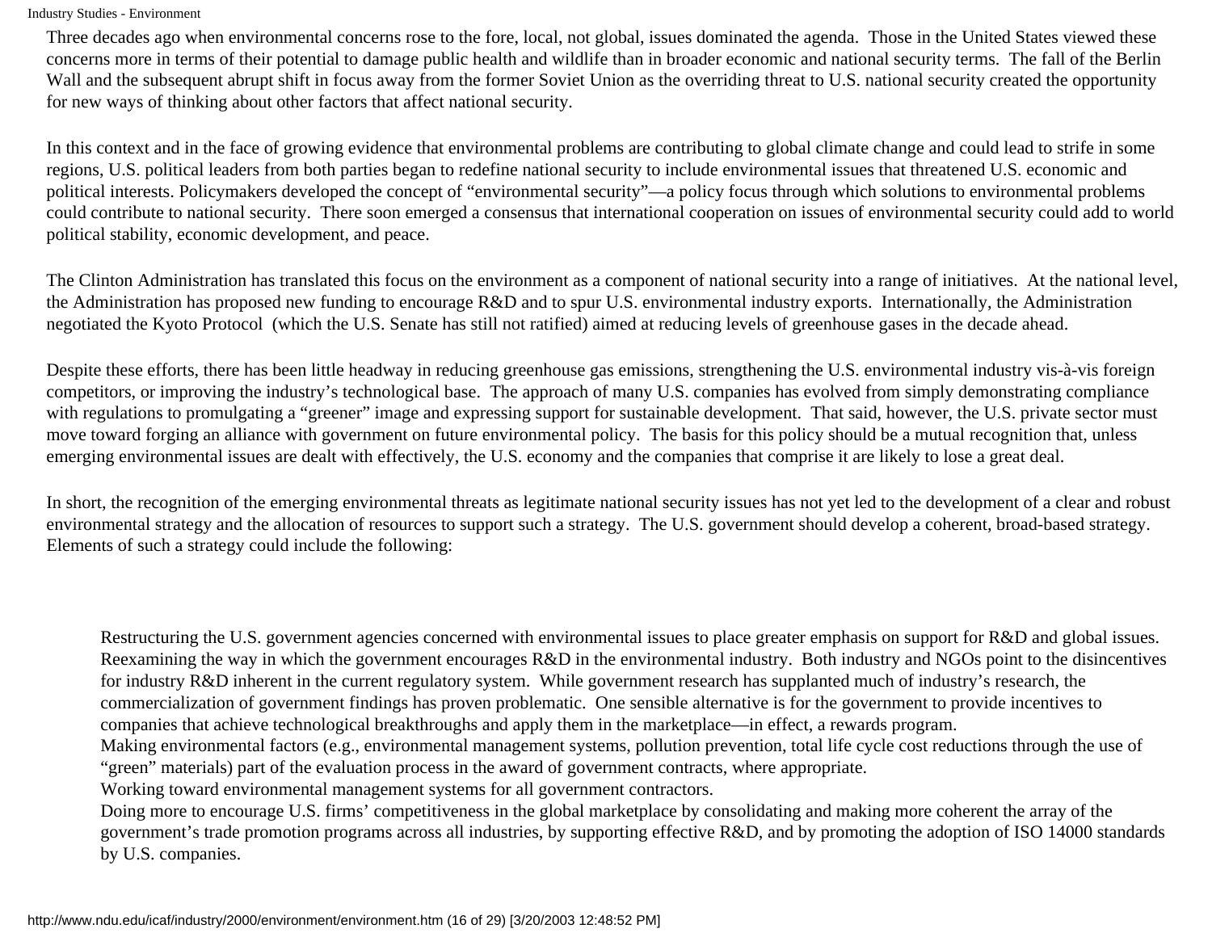Three decades ago when environmental concerns rose to the fore, local, not global, issues dominated the agenda. Those in the United States viewed these concerns more in terms of their potential to damage public health and wildlife than in broader economic and national security terms. The fall of the Berlin Wall and the subsequent abrupt shift in focus away from the former Soviet Union as the overriding threat to U.S. national security created the opportunity for new ways of thinking about other factors that affect national security.

In this context and in the face of growing evidence that environmental problems are contributing to global climate change and could lead to strife in some regions, U.S. political leaders from both parties began to redefine national security to include environmental issues that threatened U.S. economic and political interests. Policymakers developed the concept of "environmental security"—a policy focus through which solutions to environmental problems could contribute to national security. There soon emerged a consensus that international cooperation on issues of environmental security could add to world political stability, economic development, and peace.

The Clinton Administration has translated this focus on the environment as a component of national security into a range of initiatives. At the national level, the Administration has proposed new funding to encourage R&D and to spur U.S. environmental industry exports. Internationally, the Administration negotiated the Kyoto Protocol (which the U.S. Senate has still not ratified) aimed at reducing levels of greenhouse gases in the decade ahead.

Despite these efforts, there has been little headway in reducing greenhouse gas emissions, strengthening the U.S. environmental industry vis-à-vis foreign competitors, or improving the industry's technological base. The approach of many U.S. companies has evolved from simply demonstrating compliance with regulations to promulgating a "greener" image and expressing support for sustainable development. That said, however, the U.S. private sector must move toward forging an alliance with government on future environmental policy. The basis for this policy should be a mutual recognition that, unless emerging environmental issues are dealt with effectively, the U.S. economy and the companies that comprise it are likely to lose a great deal.

In short, the recognition of the emerging environmental threats as legitimate national security issues has not yet led to the development of a clear and robust environmental strategy and the allocation of resources to support such a strategy. The U.S. government should develop a coherent, broad-based strategy. Elements of such a strategy could include the following:

- Restructuring the U.S. government agencies concerned with environmental issues to place greater emphasis on support for R&D and global issues.
- Reexamining the way in which the government encourages R&D in the environmental industry. Both industry and NGOs point to the disincentives for industry R&D inherent in the current regulatory system. While government research has supplanted much of industry's research, the commercialization of government findings has proven problematic. One sensible alternative is for the government to provide incentives to companies that achieve technological breakthroughs and apply them in the marketplace—in effect, a rewards program.
- Making environmental factors (e.g., environmental management systems, pollution prevention, total life cycle cost reductions through the use of "green" materials) part of the evaluation process in the award of government contracts, where appropriate.
- Working toward environmental management systems for all government contractors.
- Doing more to encourage U.S. firms' competitiveness in the global marketplace by consolidating and making more coherent the array of the government's trade promotion programs across all industries, by supporting effective R&D, and by promoting the adoption of ISO 14000 standards by U.S. companies.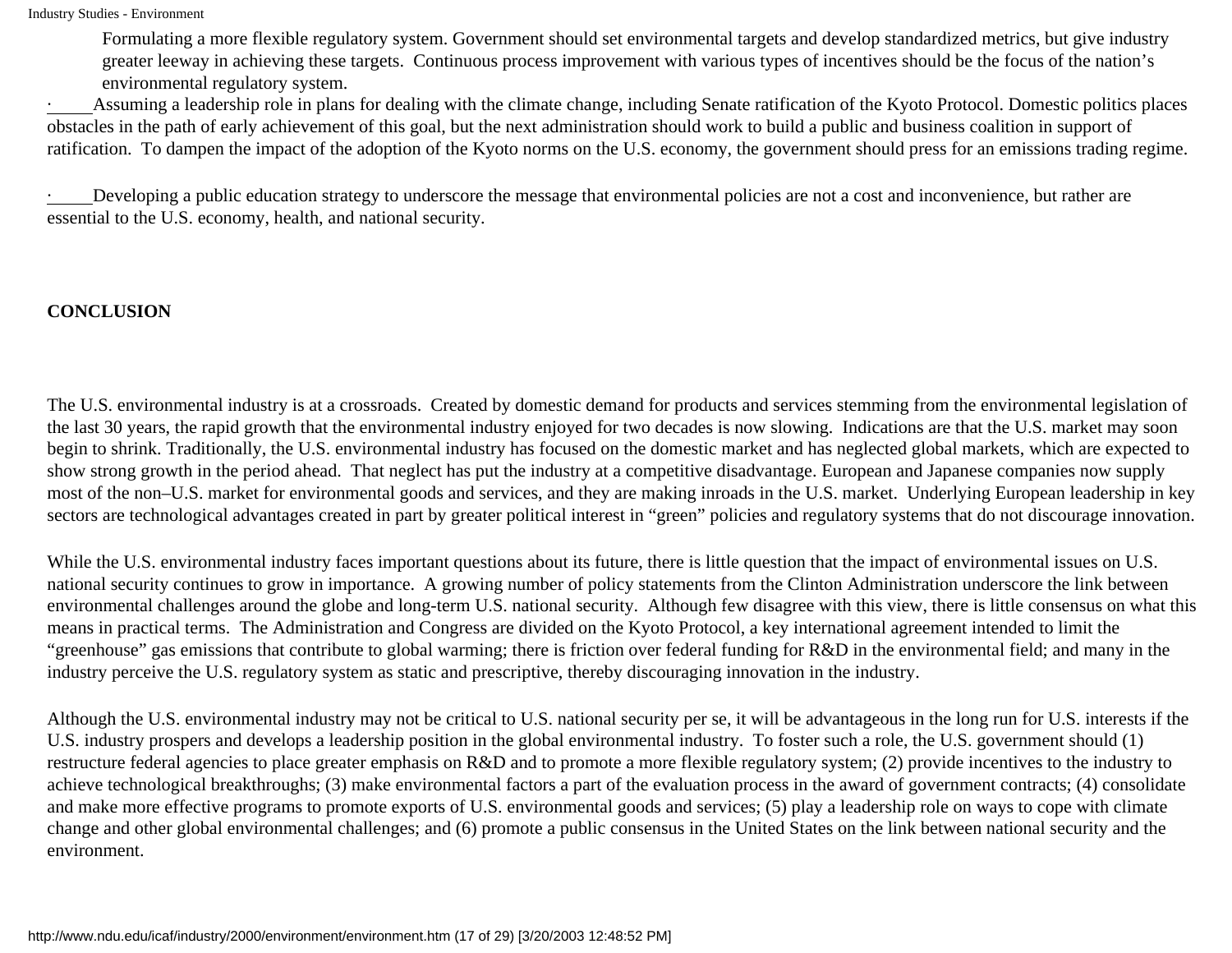Formulating a more flexible regulatory system. Government should set environmental targets and develop standardized metrics, but give industry greater leeway in achieving these targets. Continuous process improvement with various types of incentives should be the focus of the nation's environmental regulatory system.

- Assuming a leadership role in plans for dealing with the climate change, including Senate ratification of the Kyoto Protocol. Domestic politics places obstacles in the path of early achievement of this goal, but the next administration should work to build a public and business coalition in support of ratification. To dampen the impact of the adoption of the Kyoto norms on the U.S. economy, the government should press for an emissions trading regime.

- Developing a public education strategy to underscore the message that environmental policies are not a cost and inconvenience, but rather are essential to the U.S. economy, health, and national security.

**CONCLUSION**

The U.S. environmental industry is at a crossroads. Created by domestic demand for products and services stemming from the environmental legislation of the last 30 years, the rapid growth that the environmental industry enjoyed for two decades is now slowing. Indications are that the U.S. market may soon begin to shrink. Traditionally, the U.S. environmental industry has focused on the domestic market and has neglected global markets, which are expected to show strong growth in the period ahead. That neglect has put the industry at a competitive disadvantage. European and Japanese companies now supply most of the non–U.S. market for environmental goods and services, and they are making inroads in the U.S. market. Underlying European leadership in key sectors are technological advantages created in part by greater political interest in "green" policies and regulatory systems that do not discourage innovation.

While the U.S. environmental industry faces important questions about its future, there is little question that the impact of environmental issues on U.S. national security continues to grow in importance. A growing number of policy statements from the Clinton Administration underscore the link between environmental challenges around the globe and long-term U.S. national security. Although few disagree with this view, there is little consensus on what this means in practical terms. The Administration and Congress are divided on the Kyoto Protocol, a key international agreement intended to limit the "greenhouse" gas emissions that contribute to global warming; there is friction over federal funding for R&D in the environmental field; and many in the industry perceive the U.S. regulatory system as static and prescriptive, thereby discouraging innovation in the industry.

Although the U.S. environmental industry may not be critical to U.S. national security per se, it will be advantageous in the long run for U.S. interests if the U.S. industry prospers and develops a leadership position in the global environmental industry. To foster such a role, the U.S. government should (1) restructure federal agencies to place greater emphasis on R&D and to promote a more flexible regulatory system; (2) provide incentives to the industry to achieve technological breakthroughs; (3) make environmental factors a part of the evaluation process in the award of government contracts; (4) consolidate and make more effective programs to promote exports of U.S. environmental goods and services; (5) play a leadership role on ways to cope with climate change and other global environmental challenges; and (6) promote a public consensus in the United States on the link between national security and the environment.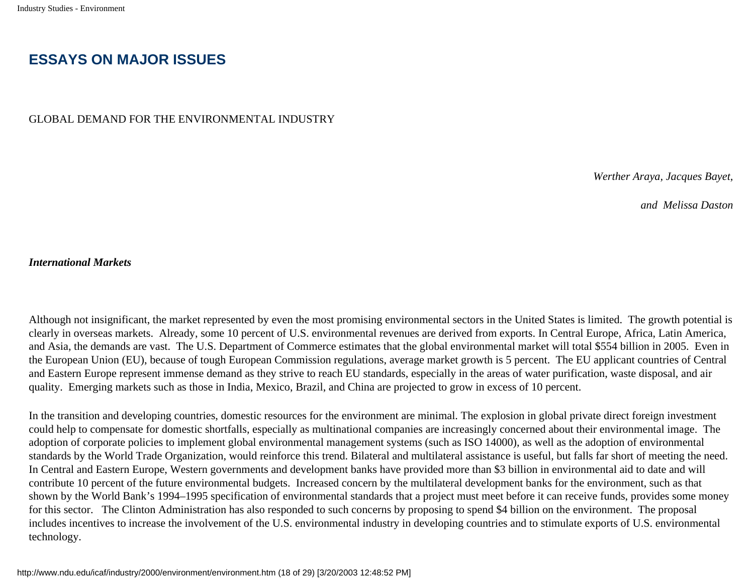## ESSAYS ON MAJOR ISSUES

GLOBAL DEMAND FOR THE ENVIRONMENTAL INDUSTRY

*Werther Araya, Jacques Bayet,*

*and Melissa Daston*

***International Markets***

Although not insignificant, the market represented by even the most promising environmental sectors in the United States is limited. The growth potential is clearly in overseas markets. Already, some 10 percent of U.S. environmental revenues are derived from exports. In Central Europe, Africa, Latin America, and Asia, the demands are vast. The U.S. Department of Commerce estimates that the global environmental market will total $554 billion in 2005. Even in the European Union (EU), because of tough European Commission regulations, average market growth is 5 percent. The EU applicant countries of Central and Eastern Europe represent immense demand as they strive to reach EU standards, especially in the areas of water purification, waste disposal, and air quality. Emerging markets such as those in India, Mexico, Brazil, and China are projected to grow in excess of 10 percent.

In the transition and developing countries, domestic resources for the environment are minimal. The explosion in global private direct foreign investment could help to compensate for domestic shortfalls, especially as multinational companies are increasingly concerned about their environmental image. The adoption of corporate policies to implement global environmental management systems (such as ISO 14000), as well as the adoption of environmental standards by the World Trade Organization, would reinforce this trend. Bilateral and multilateral assistance is useful, but falls far short of meeting the need. In Central and Eastern Europe, Western governments and development banks have provided more than $3 billion in environmental aid to date and will contribute 10 percent of the future environmental budgets. Increased concern by the multilateral development banks for the environment, such as that shown by the World Bank's 1994–1995 specification of environmental standards that a project must meet before it can receive funds, provides some money for this sector. The Clinton Administration has also responded to such concerns by proposing to spend $4 billion on the environment. The proposal includes incentives to increase the involvement of the U.S. environmental industry in developing countries and to stimulate exports of U.S. environmental technology.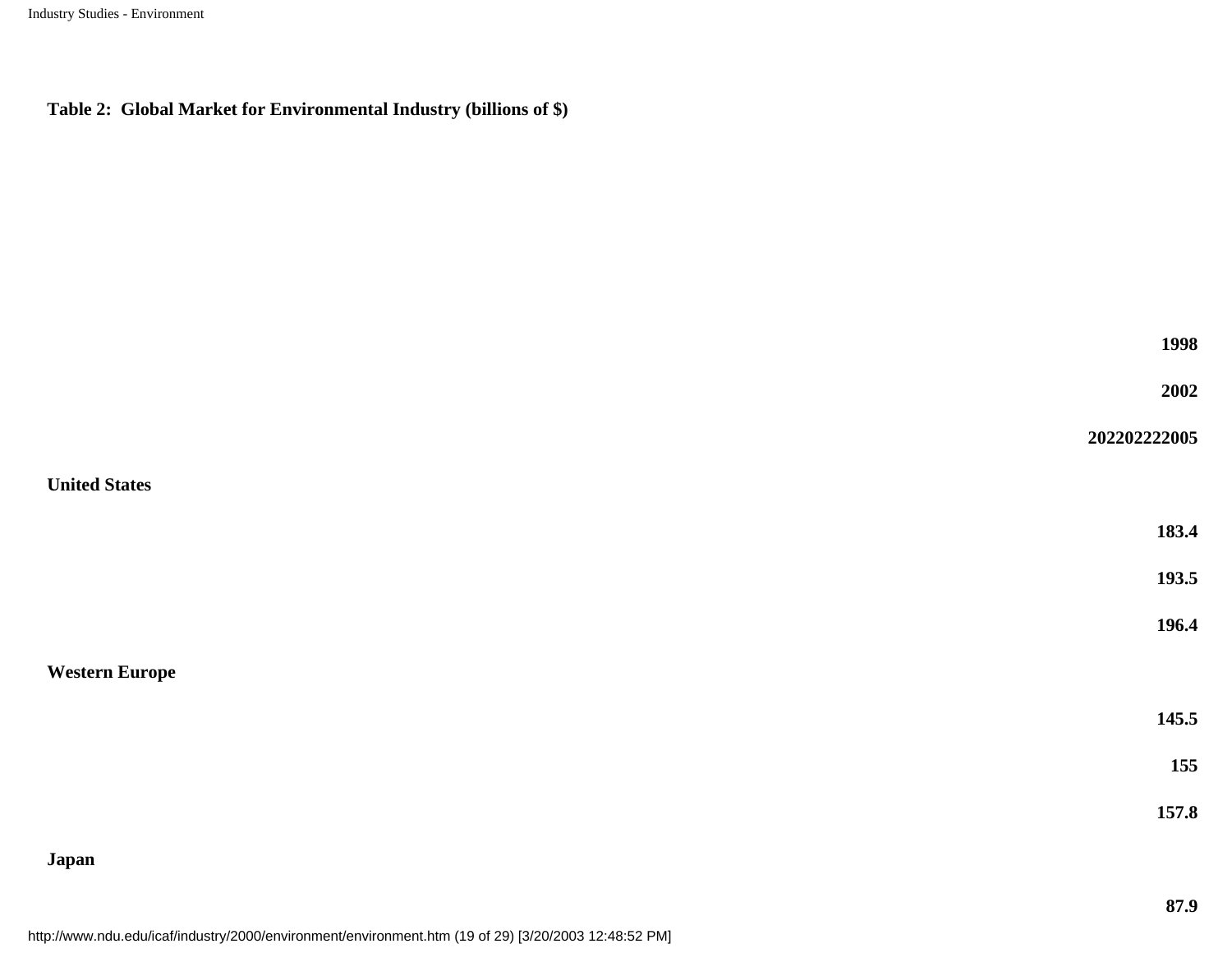**Table 2: Global Market for Environmental Industry (billions of $)**

| | 1998 | 2002 | 202202222005 |
|---|---|---|---|
| **United States** | **183.4** | **193.5** | **196.4** |
| **Western Europe** | **145.5** | **155** | **157.8** |
| **Japan** | **87.9** | | |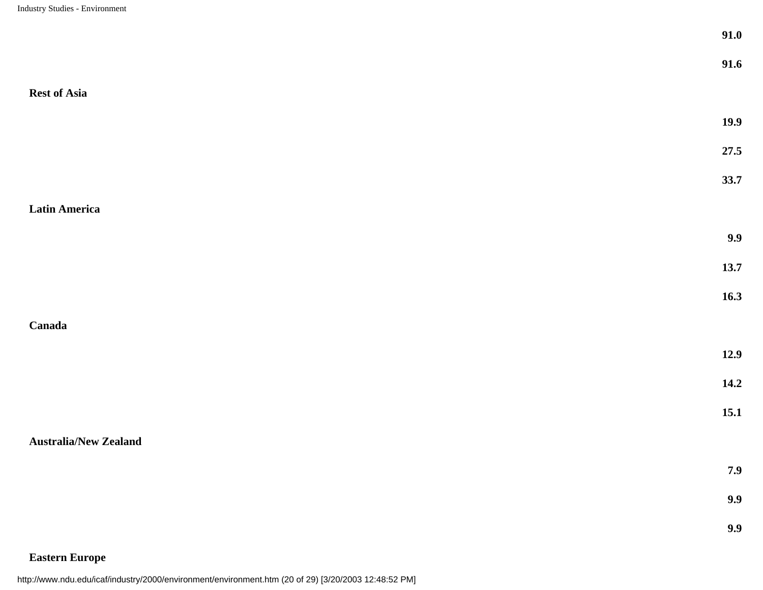| | |
|---|---|
| | **91.0** |
| | **91.6** |
| **Rest of Asia** | |
| | **19.9** |
| | **27.5** |
| | **33.7** |
| **Latin America** | |
| | **9.9** |
| | **13.7** |
| | **16.3** |
| **Canada** | |
| | **12.9** |
| | **14.2** |
| | **15.1** |
| **Australia/New Zealand** | |
| | **7.9** |
| | **9.9** |
| | **9.9** |
| **Eastern Europe** | |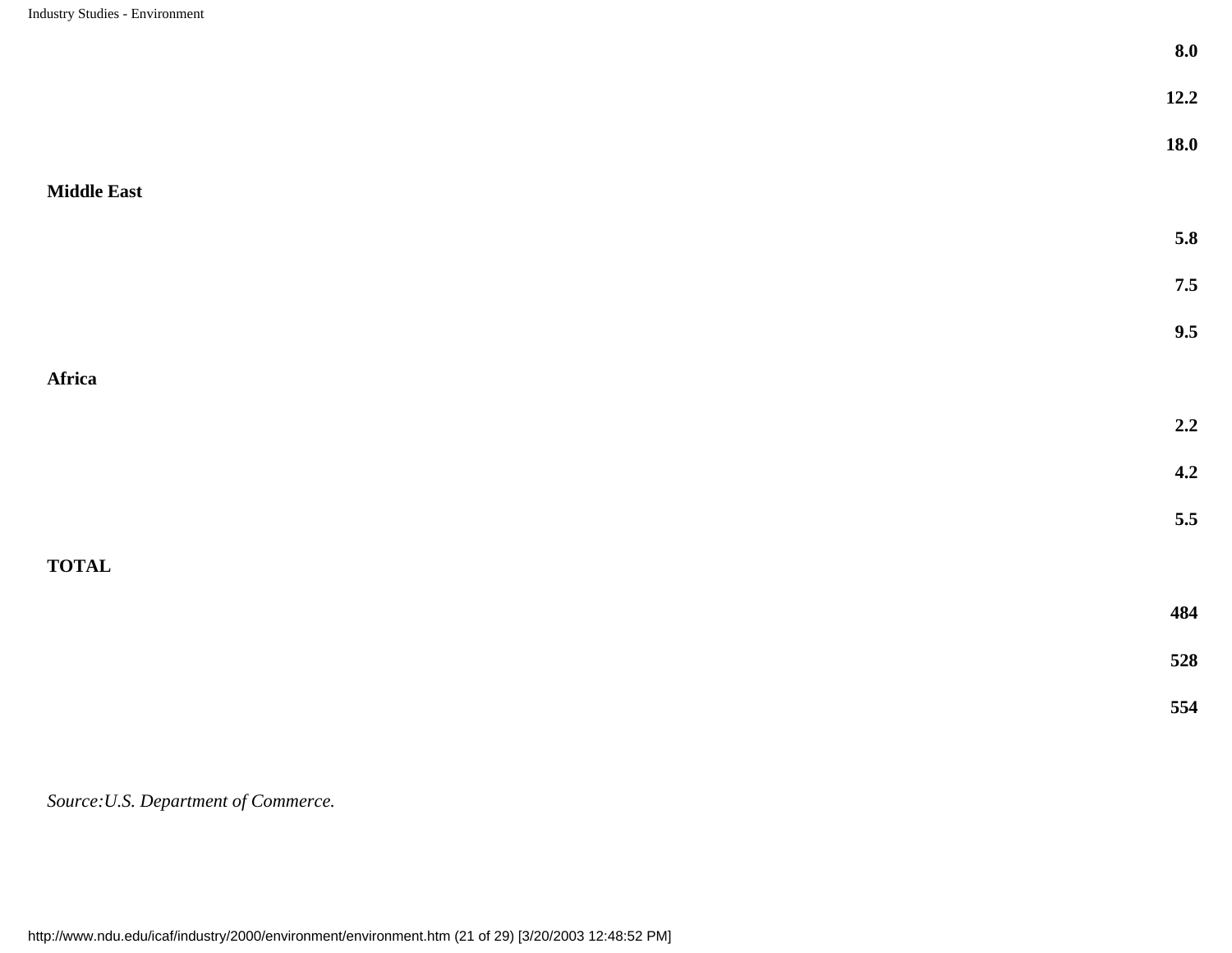| | |
|---|---|
| | **8.0** |
| | **12.2** |
| | **18.0** |
| **Middle East** | |
| | **5.8** |
| | **7.5** |
| | **9.5** |
| **Africa** | |
| | **2.2** |
| | **4.2** |
| | **5.5** |
| **TOTAL** | |
| | **484** |
| | **528** |
| | **554** |

*Source:U.S. Department of Commerce.*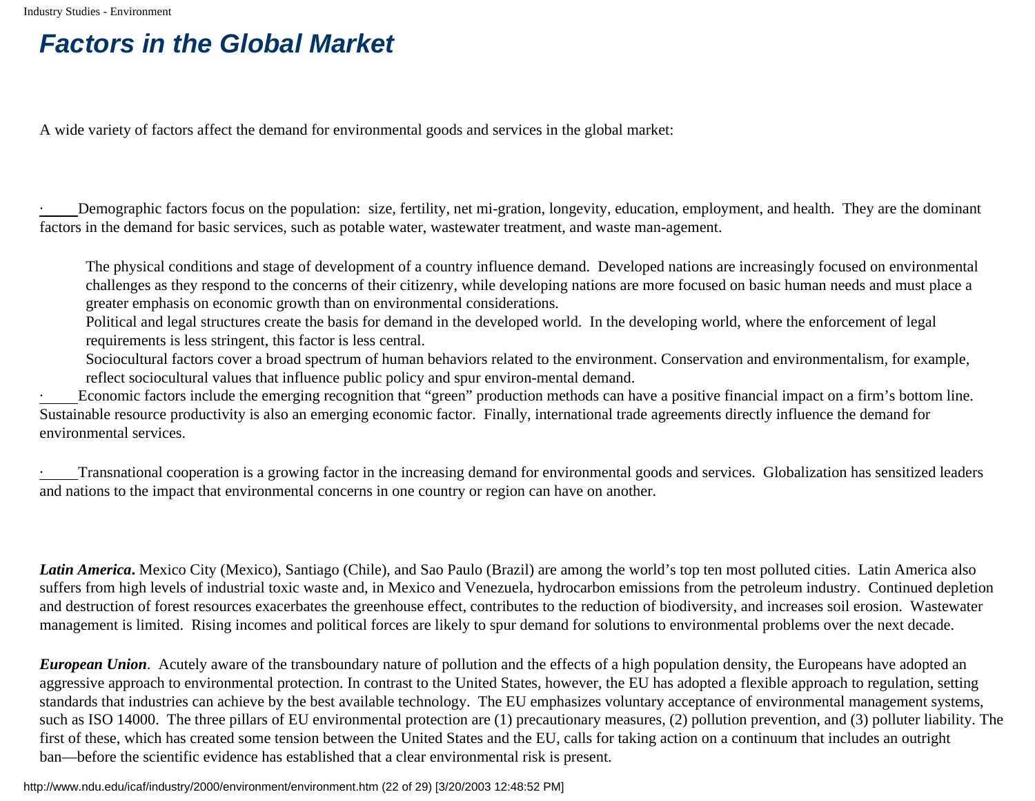## Factors in the Global Market

A wide variety of factors affect the demand for environmental goods and services in the global market:

- Demographic factors focus on the population: size, fertility, net mi-gration, longevity, education, employment, and health. They are the dominant factors in the demand for basic services, such as potable water, wastewater treatment, and waste man-agement.

  The physical conditions and stage of development of a country influence demand. Developed nations are increasingly focused on environmental challenges as they respond to the concerns of their citizenry, while developing nations are more focused on basic human needs and must place a greater emphasis on economic growth than on environmental considerations.

  Political and legal structures create the basis for demand in the developed world. In the developing world, where the enforcement of legal requirements is less stringent, this factor is less central.

  Sociocultural factors cover a broad spectrum of human behaviors related to the environment. Conservation and environmentalism, for example, reflect sociocultural values that influence public policy and spur environ-mental demand.

- Economic factors include the emerging recognition that "green" production methods can have a positive financial impact on a firm's bottom line. Sustainable resource productivity is also an emerging economic factor. Finally, international trade agreements directly influence the demand for environmental services.

- Transnational cooperation is a growing factor in the increasing demand for environmental goods and services. Globalization has sensitized leaders and nations to the impact that environmental concerns in one country or region can have on another.

***Latin America*.** Mexico City (Mexico), Santiago (Chile), and Sao Paulo (Brazil) are among the world's top ten most polluted cities. Latin America also suffers from high levels of industrial toxic waste and, in Mexico and Venezuela, hydrocarbon emissions from the petroleum industry. Continued depletion and destruction of forest resources exacerbates the greenhouse effect, contributes to the reduction of biodiversity, and increases soil erosion. Wastewater management is limited. Rising incomes and political forces are likely to spur demand for solutions to environmental problems over the next decade.

***European Union***. Acutely aware of the transboundary nature of pollution and the effects of a high population density, the Europeans have adopted an aggressive approach to environmental protection. In contrast to the United States, however, the EU has adopted a flexible approach to regulation, setting standards that industries can achieve by the best available technology. The EU emphasizes voluntary acceptance of environmental management systems, such as ISO 14000. The three pillars of EU environmental protection are (1) precautionary measures, (2) pollution prevention, and (3) polluter liability. The first of these, which has created some tension between the United States and the EU, calls for taking action on a continuum that includes an outright ban—before the scientific evidence has established that a clear environmental risk is present.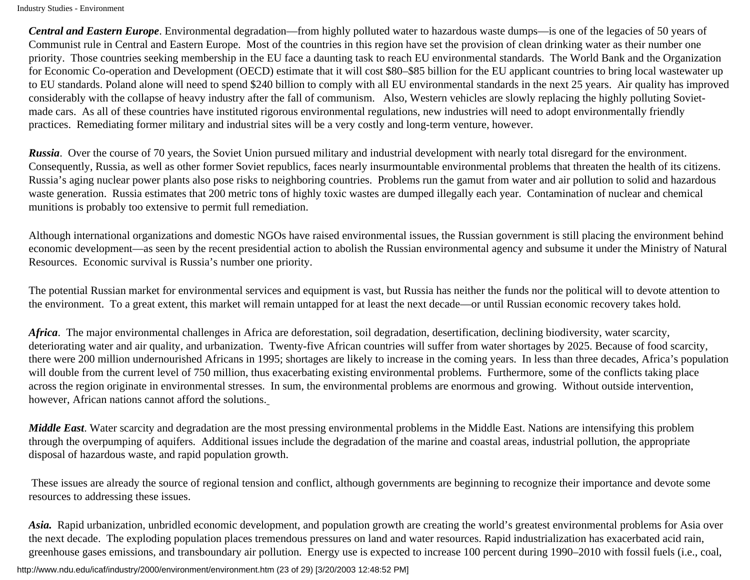***Central and Eastern Europe***. Environmental degradation—from highly polluted water to hazardous waste dumps—is one of the legacies of 50 years of Communist rule in Central and Eastern Europe. Most of the countries in this region have set the provision of clean drinking water as their number one priority. Those countries seeking membership in the EU face a daunting task to reach EU environmental standards. The World Bank and the Organization for Economic Co-operation and Development (OECD) estimate that it will cost $80–$85 billion for the EU applicant countries to bring local wastewater up to EU standards. Poland alone will need to spend $240 billion to comply with all EU environmental standards in the next 25 years. Air quality has improved considerably with the collapse of heavy industry after the fall of communism. Also, Western vehicles are slowly replacing the highly polluting Soviet-made cars. As all of these countries have instituted rigorous environmental regulations, new industries will need to adopt environmentally friendly practices. Remediating former military and industrial sites will be a very costly and long-term venture, however.

***Russia***. Over the course of 70 years, the Soviet Union pursued military and industrial development with nearly total disregard for the environment. Consequently, Russia, as well as other former Soviet republics, faces nearly insurmountable environmental problems that threaten the health of its citizens. Russia's aging nuclear power plants also pose risks to neighboring countries. Problems run the gamut from water and air pollution to solid and hazardous waste generation. Russia estimates that 200 metric tons of highly toxic wastes are dumped illegally each year. Contamination of nuclear and chemical munitions is probably too extensive to permit full remediation.

Although international organizations and domestic NGOs have raised environmental issues, the Russian government is still placing the environment behind economic development—as seen by the recent presidential action to abolish the Russian environmental agency and subsume it under the Ministry of Natural Resources. Economic survival is Russia's number one priority.

The potential Russian market for environmental services and equipment is vast, but Russia has neither the funds nor the political will to devote attention to the environment. To a great extent, this market will remain untapped for at least the next decade—or until Russian economic recovery takes hold.

***Africa***. The major environmental challenges in Africa are deforestation, soil degradation, desertification, declining biodiversity, water scarcity, deteriorating water and air quality, and urbanization. Twenty-five African countries will suffer from water shortages by 2025. Because of food scarcity, there were 200 million undernourished Africans in 1995; shortages are likely to increase in the coming years. In less than three decades, Africa's population will double from the current level of 750 million, thus exacerbating existing environmental problems. Furthermore, some of the conflicts taking place across the region originate in environmental stresses. In sum, the environmental problems are enormous and growing. Without outside intervention, however, African nations cannot afford the solutions.

***Middle East***. Water scarcity and degradation are the most pressing environmental problems in the Middle East. Nations are intensifying this problem through the overpumping of aquifers. Additional issues include the degradation of the marine and coastal areas, industrial pollution, the appropriate disposal of hazardous waste, and rapid population growth.

These issues are already the source of regional tension and conflict, although governments are beginning to recognize their importance and devote some resources to addressing these issues.

***Asia.*** Rapid urbanization, unbridled economic development, and population growth are creating the world's greatest environmental problems for Asia over the next decade. The exploding population places tremendous pressures on land and water resources. Rapid industrialization has exacerbated acid rain, greenhouse gases emissions, and transboundary air pollution. Energy use is expected to increase 100 percent during 1990–2010 with fossil fuels (i.e., coal,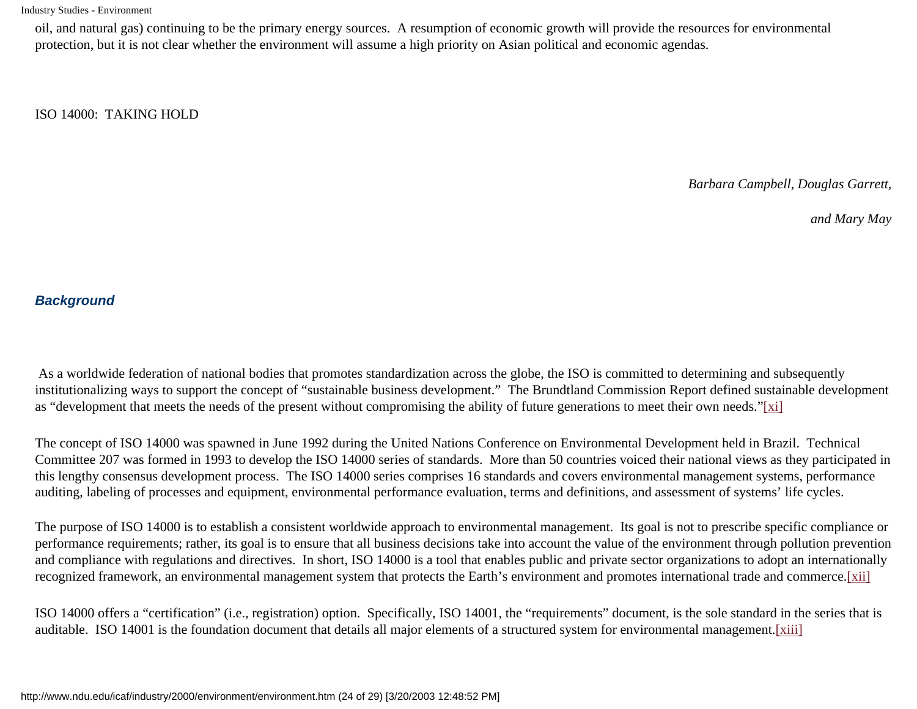oil, and natural gas) continuing to be the primary energy sources.  A resumption of economic growth will provide the resources for environmental protection, but it is not clear whether the environment will assume a high priority on Asian political and economic agendas.

## ISO 14000:  TAKING HOLD

*Barbara Campbell, Douglas Garrett,*

*and Mary May*

### ***Background***

As a worldwide federation of national bodies that promotes standardization across the globe, the ISO is committed to determining and subsequently institutionalizing ways to support the concept of "sustainable business development."  The Brundtland Commission Report defined sustainable development as "development that meets the needs of the present without compromising the ability of future generations to meet their own needs."[xi]

The concept of ISO 14000 was spawned in June 1992 during the United Nations Conference on Environmental Development held in Brazil.  Technical Committee 207 was formed in 1993 to develop the ISO 14000 series of standards.  More than 50 countries voiced their national views as they participated in this lengthy consensus development process.  The ISO 14000 series comprises 16 standards and covers environmental management systems, performance auditing, labeling of processes and equipment, environmental performance evaluation, terms and definitions, and assessment of systems' life cycles.

The purpose of ISO 14000 is to establish a consistent worldwide approach to environmental management.  Its goal is not to prescribe specific compliance or performance requirements; rather, its goal is to ensure that all business decisions take into account the value of the environment through pollution prevention and compliance with regulations and directives.  In short, ISO 14000 is a tool that enables public and private sector organizations to adopt an internationally recognized framework, an environmental management system that protects the Earth's environment and promotes international trade and commerce.[xii]

ISO 14000 offers a "certification" (i.e., registration) option.  Specifically, ISO 14001, the "requirements" document, is the sole standard in the series that is auditable.  ISO 14001 is the foundation document that details all major elements of a structured system for environmental management.[xiii]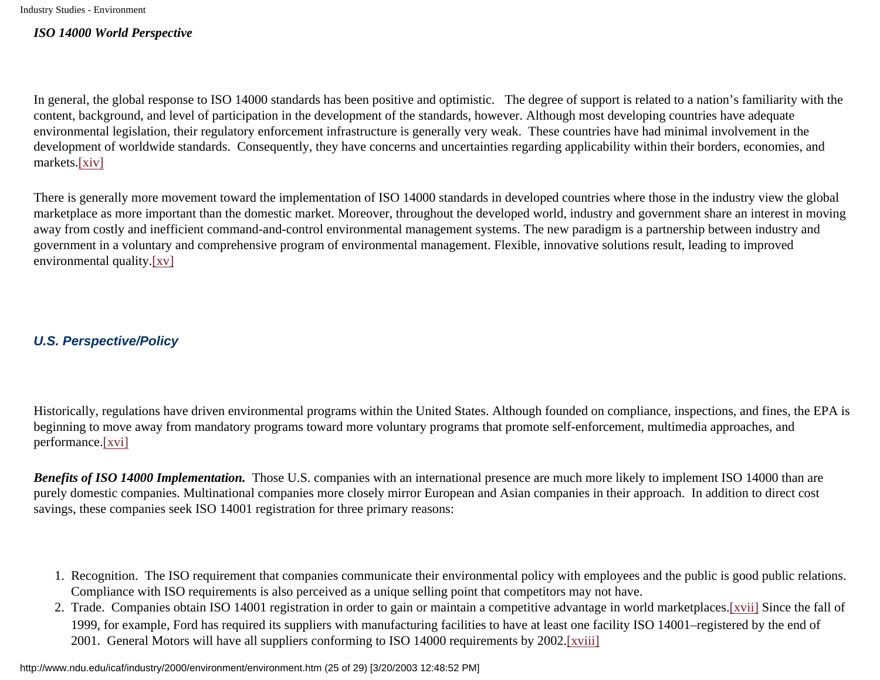***ISO 14000 World Perspective***

In general, the global response to ISO 14000 standards has been positive and optimistic. The degree of support is related to a nation's familiarity with the content, background, and level of participation in the development of the standards, however. Although most developing countries have adequate environmental legislation, their regulatory enforcement infrastructure is generally very weak. These countries have had minimal involvement in the development of worldwide standards. Consequently, they have concerns and uncertainties regarding applicability within their borders, economies, and markets.[xiv]

There is generally more movement toward the implementation of ISO 14000 standards in developed countries where those in the industry view the global marketplace as more important than the domestic market. Moreover, throughout the developed world, industry and government share an interest in moving away from costly and inefficient command-and-control environmental management systems. The new paradigm is a partnership between industry and government in a voluntary and comprehensive program of environmental management. Flexible, innovative solutions result, leading to improved environmental quality.[xv]

***U.S. Perspective/Policy***

Historically, regulations have driven environmental programs within the United States. Although founded on compliance, inspections, and fines, the EPA is beginning to move away from mandatory programs toward more voluntary programs that promote self-enforcement, multimedia approaches, and performance.[xvi]

***Benefits of ISO 14000 Implementation.*** Those U.S. companies with an international presence are much more likely to implement ISO 14000 than are purely domestic companies. Multinational companies more closely mirror European and Asian companies in their approach. In addition to direct cost savings, these companies seek ISO 14001 registration for three primary reasons:

1. Recognition. The ISO requirement that companies communicate their environmental policy with employees and the public is good public relations. Compliance with ISO requirements is also perceived as a unique selling point that competitors may not have.
2. Trade. Companies obtain ISO 14001 registration in order to gain or maintain a competitive advantage in world marketplaces.[xvii] Since the fall of 1999, for example, Ford has required its suppliers with manufacturing facilities to have at least one facility ISO 14001–registered by the end of 2001. General Motors will have all suppliers conforming to ISO 14000 requirements by 2002.[xviii]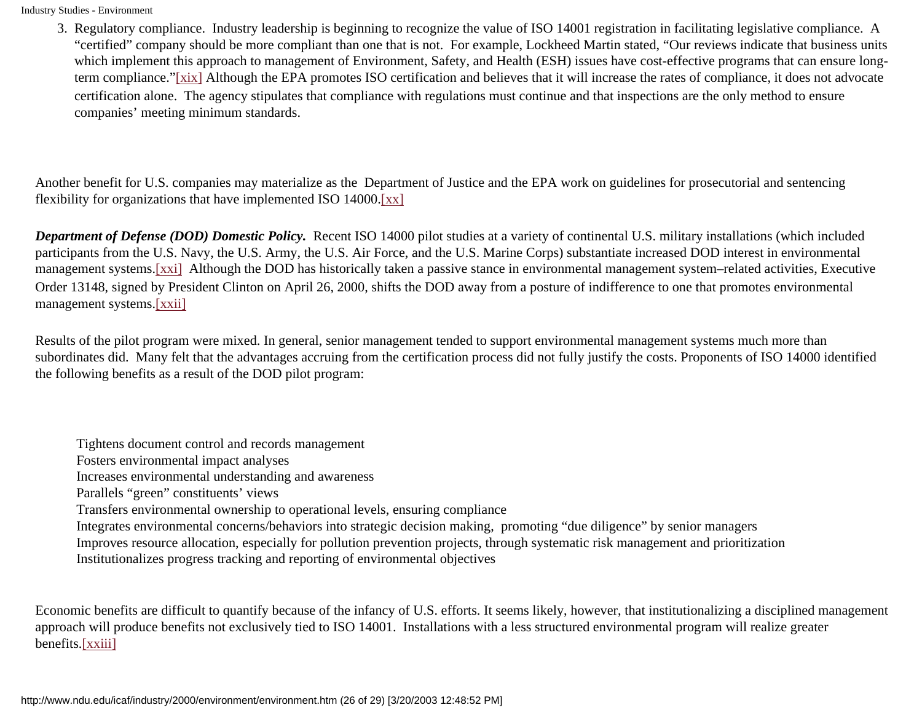3. Regulatory compliance. Industry leadership is beginning to recognize the value of ISO 14001 registration in facilitating legislative compliance. A "certified" company should be more compliant than one that is not. For example, Lockheed Martin stated, "Our reviews indicate that business units which implement this approach to management of Environment, Safety, and Health (ESH) issues have cost-effective programs that can ensure long-term compliance."[xix] Although the EPA promotes ISO certification and believes that it will increase the rates of compliance, it does not advocate certification alone. The agency stipulates that compliance with regulations must continue and that inspections are the only method to ensure companies' meeting minimum standards.

Another benefit for U.S. companies may materialize as the Department of Justice and the EPA work on guidelines for prosecutorial and sentencing flexibility for organizations that have implemented ISO 14000.[xx]

***Department of Defense (DOD) Domestic Policy.*** Recent ISO 14000 pilot studies at a variety of continental U.S. military installations (which included participants from the U.S. Navy, the U.S. Army, the U.S. Air Force, and the U.S. Marine Corps) substantiate increased DOD interest in environmental management systems.[xxi] Although the DOD has historically taken a passive stance in environmental management system–related activities, Executive Order 13148, signed by President Clinton on April 26, 2000, shifts the DOD away from a posture of indifference to one that promotes environmental management systems.[xxii]

Results of the pilot program were mixed. In general, senior management tended to support environmental management systems much more than subordinates did. Many felt that the advantages accruing from the certification process did not fully justify the costs. Proponents of ISO 14000 identified the following benefits as a result of the DOD pilot program:

- Tightens document control and records management
- Fosters environmental impact analyses
- Increases environmental understanding and awareness
- Parallels "green" constituents' views
- Transfers environmental ownership to operational levels, ensuring compliance
- Integrates environmental concerns/behaviors into strategic decision making, promoting "due diligence" by senior managers
- Improves resource allocation, especially for pollution prevention projects, through systematic risk management and prioritization
- Institutionalizes progress tracking and reporting of environmental objectives

Economic benefits are difficult to quantify because of the infancy of U.S. efforts. It seems likely, however, that institutionalizing a disciplined management approach will produce benefits not exclusively tied to ISO 14001. Installations with a less structured environmental program will realize greater benefits.[xxiii]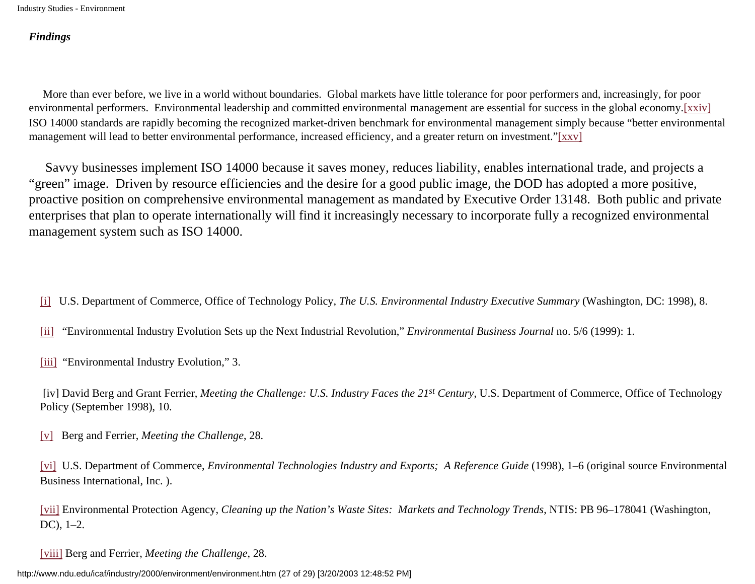***Findings***

More than ever before, we live in a world without boundaries. Global markets have little tolerance for poor performers and, increasingly, for poor environmental performers. Environmental leadership and committed environmental management are essential for success in the global economy.[xxiv] ISO 14000 standards are rapidly becoming the recognized market-driven benchmark for environmental management simply because "better environmental management will lead to better environmental performance, increased efficiency, and a greater return on investment."[xxv]

Savvy businesses implement ISO 14000 because it saves money, reduces liability, enables international trade, and projects a "green" image. Driven by resource efficiencies and the desire for a good public image, the DOD has adopted a more positive, proactive position on comprehensive environmental management as mandated by Executive Order 13148. Both public and private enterprises that plan to operate internationally will find it increasingly necessary to incorporate fully a recognized environmental management system such as ISO 14000.

[i] U.S. Department of Commerce, Office of Technology Policy, *The U.S. Environmental Industry Executive Summary* (Washington, DC: 1998), 8.

[ii] "Environmental Industry Evolution Sets up the Next Industrial Revolution," *Environmental Business Journal* no. 5/6 (1999): 1.

[iii] "Environmental Industry Evolution," 3.

[iv] David Berg and Grant Ferrier, *Meeting the Challenge: U.S. Industry Faces the 21st Century*, U.S. Department of Commerce, Office of Technology Policy (September 1998), 10.

[v] Berg and Ferrier, *Meeting the Challenge*, 28.

[vi] U.S. Department of Commerce, *Environmental Technologies Industry and Exports; A Reference Guide* (1998), 1–6 (original source Environmental Business International, Inc. ).

[vii] Environmental Protection Agency, *Cleaning up the Nation's Waste Sites: Markets and Technology Trends*, NTIS: PB 96–178041 (Washington, DC), 1–2.

[viii] Berg and Ferrier, *Meeting the Challenge*, 28.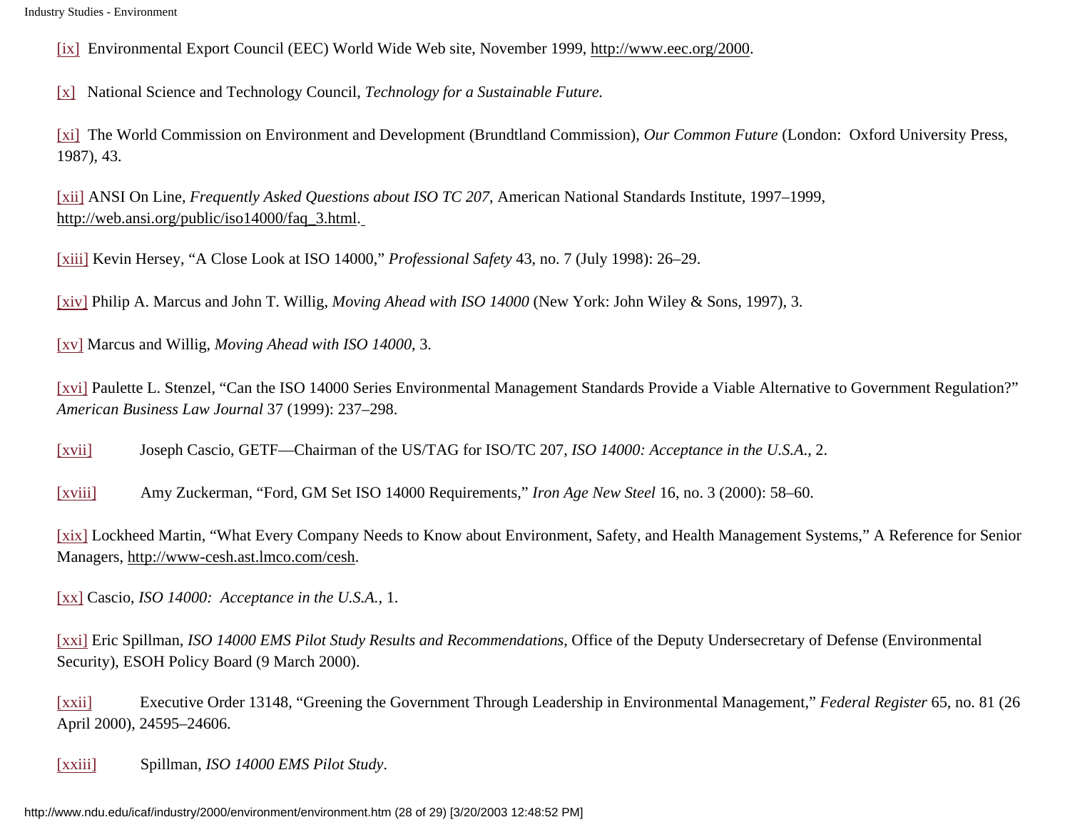[ix] Environmental Export Council (EEC) World Wide Web site, November 1999, http://www.eec.org/2000.

[x] National Science and Technology Council, *Technology for a Sustainable Future.*

[xi] The World Commission on Environment and Development (Brundtland Commission), *Our Common Future* (London: Oxford University Press, 1987), 43.

[xii] ANSI On Line, *Frequently Asked Questions about ISO TC 207*, American National Standards Institute, 1997–1999, http://web.ansi.org/public/iso14000/faq_3.html.

[xiii] Kevin Hersey, "A Close Look at ISO 14000," *Professional Safety* 43, no. 7 (July 1998): 26–29.

[xiv] Philip A. Marcus and John T. Willig, *Moving Ahead with ISO 14000* (New York: John Wiley & Sons, 1997), 3.

[xv] Marcus and Willig, *Moving Ahead with ISO 14000*, 3.

[xvi] Paulette L. Stenzel, "Can the ISO 14000 Series Environmental Management Standards Provide a Viable Alternative to Government Regulation?" *American Business Law Journal* 37 (1999): 237–298.

[xvii] Joseph Cascio, GETF—Chairman of the US/TAG for ISO/TC 207, *ISO 14000: Acceptance in the U.S.A.*, 2.

[xviii] Amy Zuckerman, "Ford, GM Set ISO 14000 Requirements," *Iron Age New Steel* 16, no. 3 (2000): 58–60.

[xix] Lockheed Martin, "What Every Company Needs to Know about Environment, Safety, and Health Management Systems," A Reference for Senior Managers, http://www-cesh.ast.lmco.com/cesh.

[xx] Cascio, *ISO 14000: Acceptance in the U.S.A.*, 1.

[xxi] Eric Spillman, *ISO 14000 EMS Pilot Study Results and Recommendations*, Office of the Deputy Undersecretary of Defense (Environmental Security), ESOH Policy Board (9 March 2000).

[xxii] Executive Order 13148, "Greening the Government Through Leadership in Environmental Management," *Federal Register* 65, no. 81 (26 April 2000), 24595–24606.

[xxiii] Spillman, *ISO 14000 EMS Pilot Study*.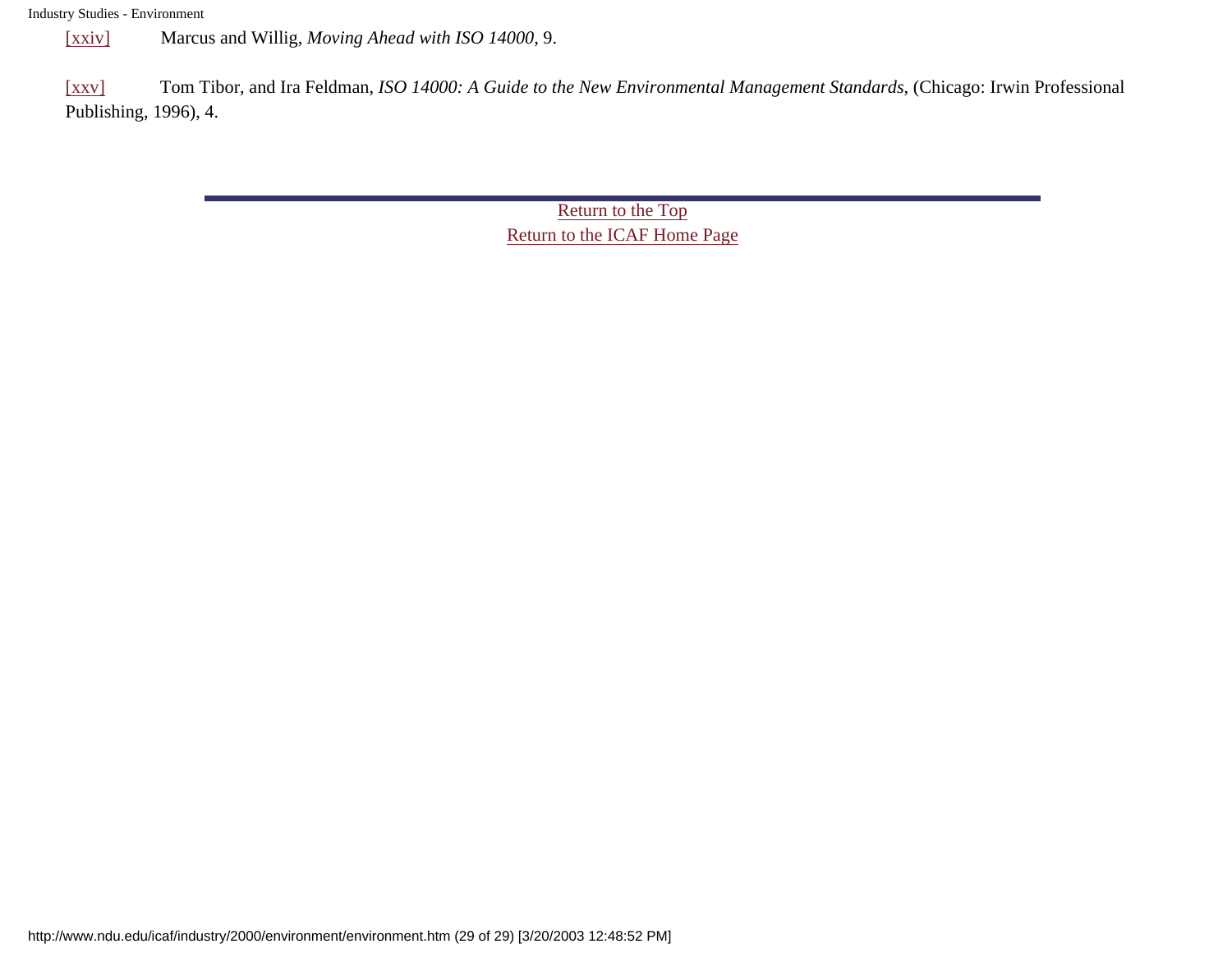[xxiv] Marcus and Willig, *Moving Ahead with ISO 14000*, 9.

[xxv] Tom Tibor, and Ira Feldman, *ISO 14000: A Guide to the New Environmental Management Standards*, (Chicago: Irwin Professional Publishing, 1996), 4.

---

Return to the Top
Return to the ICAF Home Page